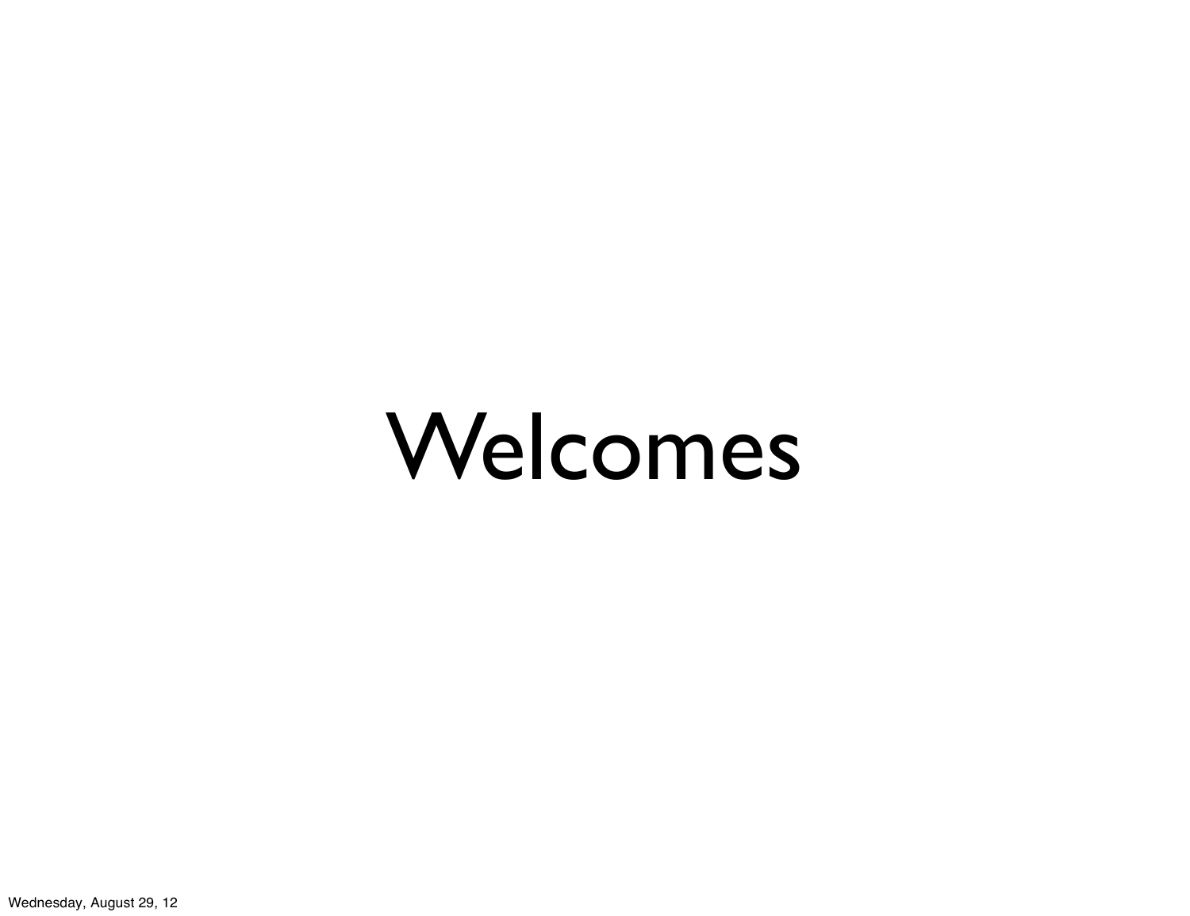# Welcomes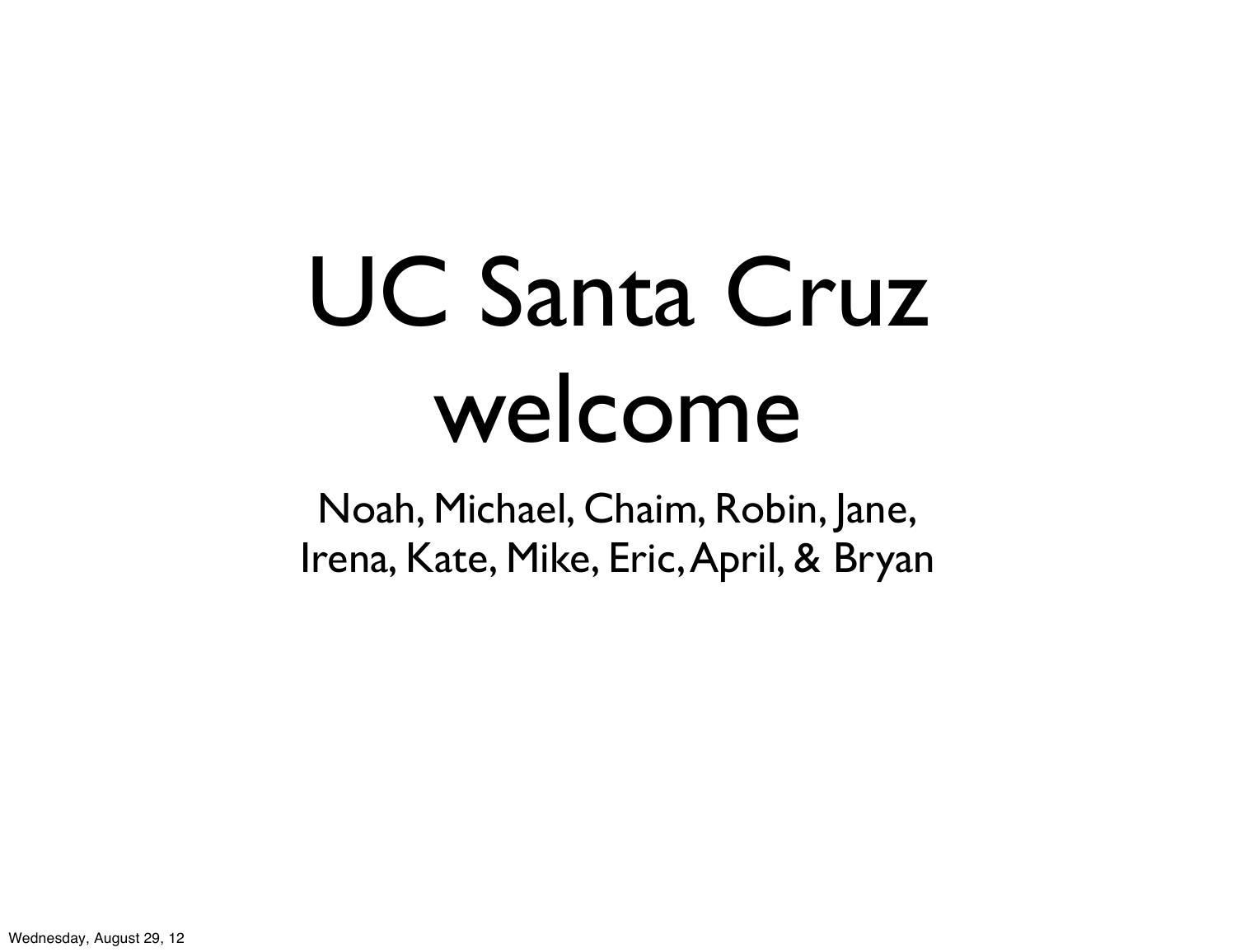# UC Santa Cruz welcome

Noah, Michael, Chaim, Robin, Jane, Irena, Kate, Mike, Eric, April, & Bryan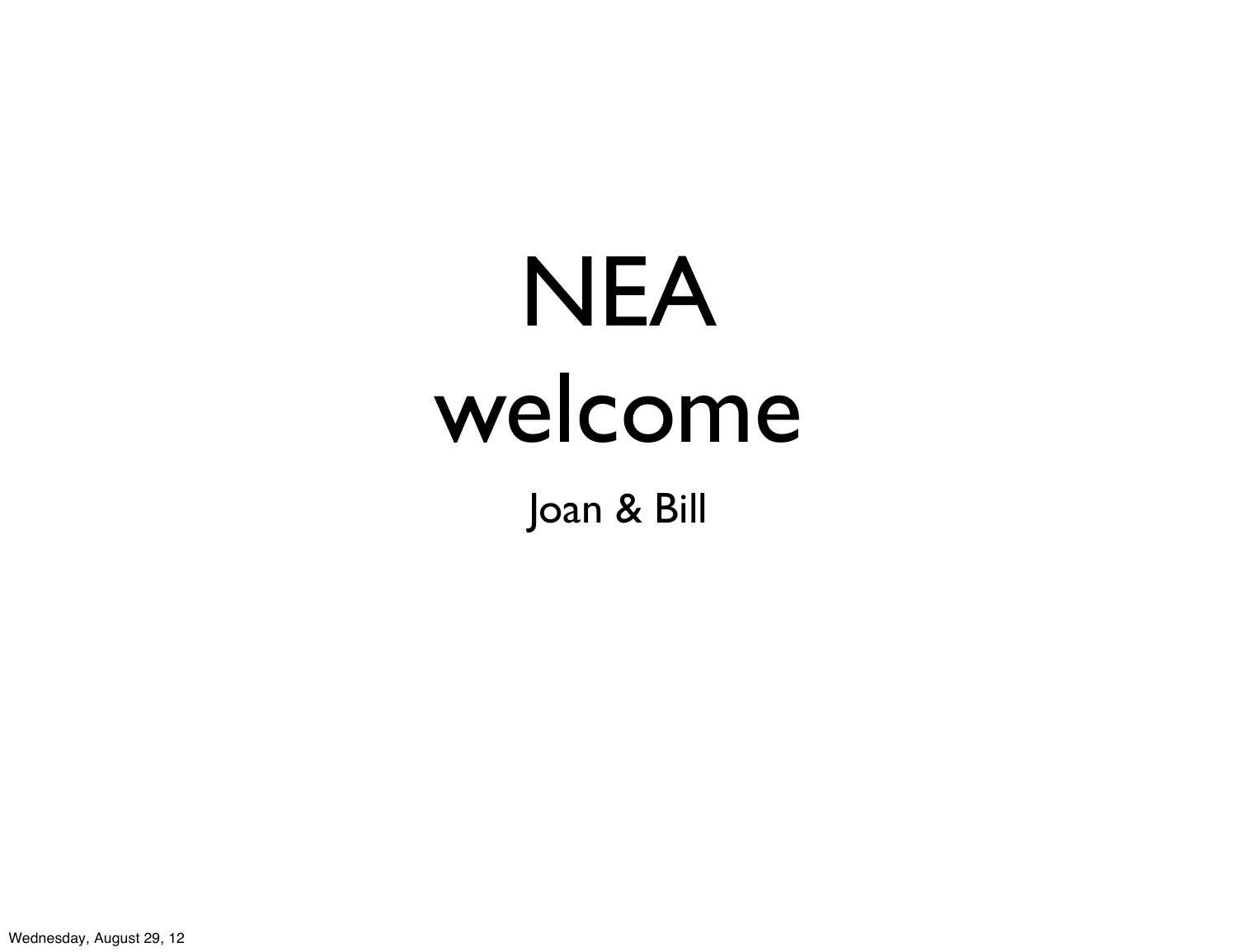# NEA welcome

Joan & Bill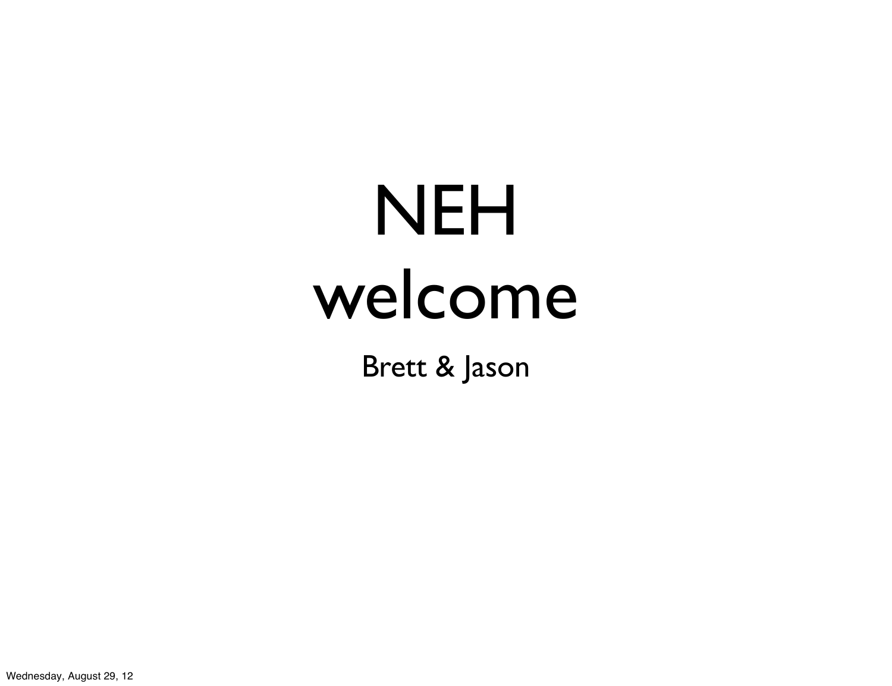# NEH welcome

Brett & Jason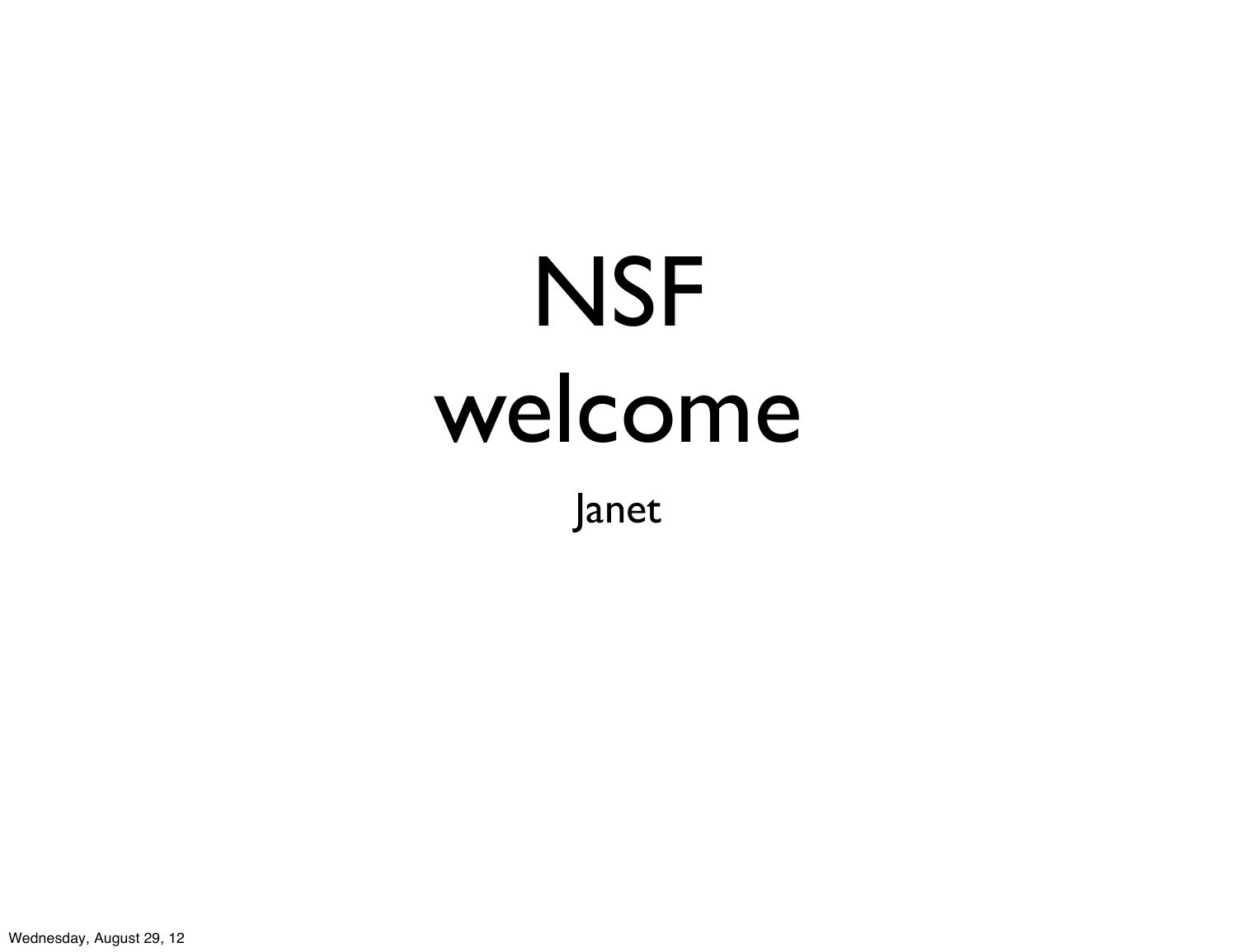# NSF welcome

Janet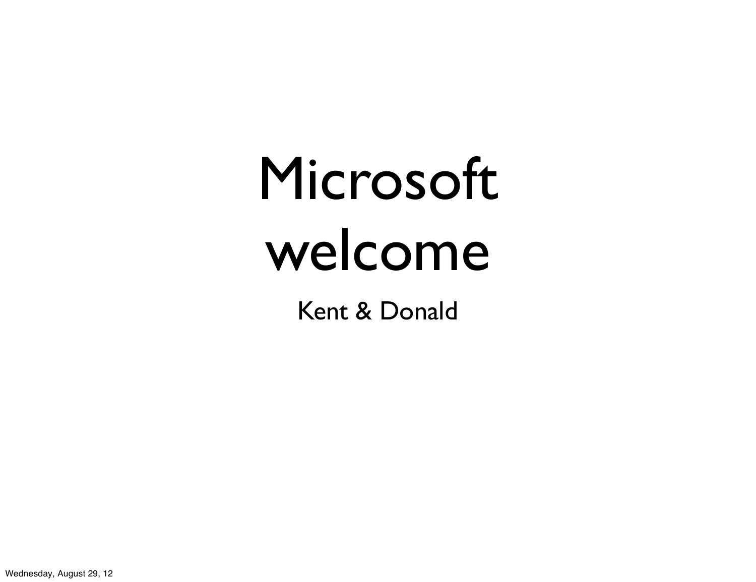# Microsoft welcome

Kent & Donald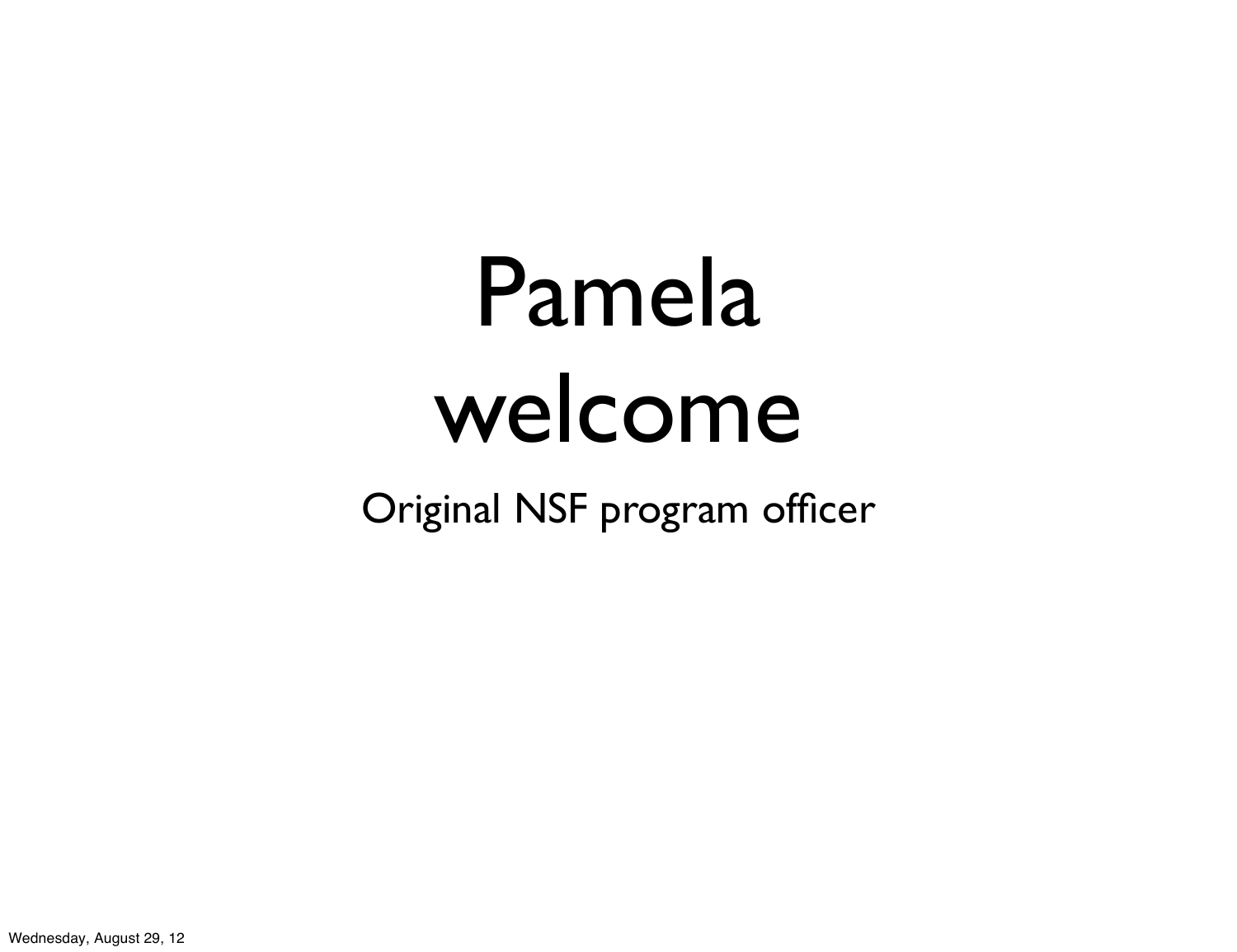# Pamela welcome

Original NSF program officer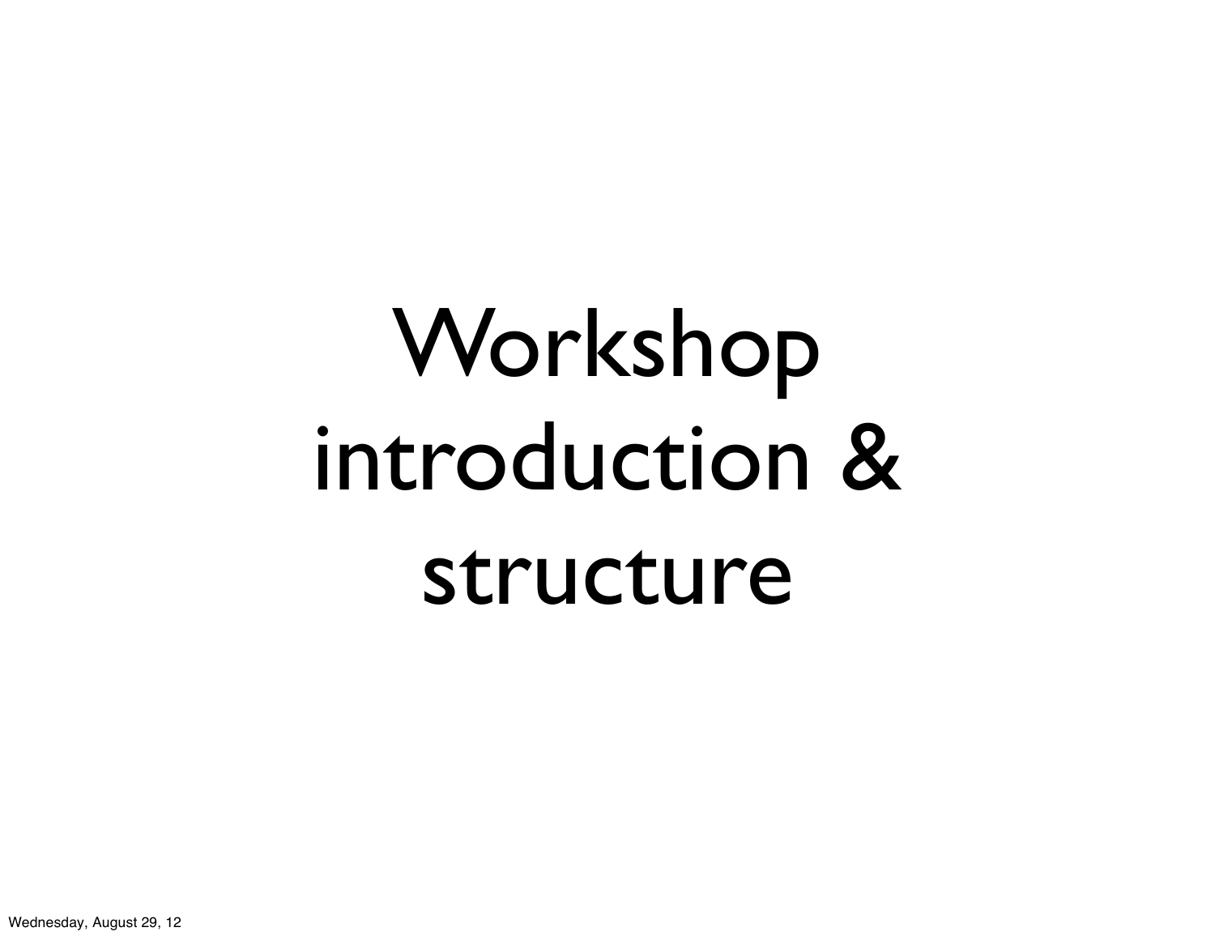# Workshop introduction & structure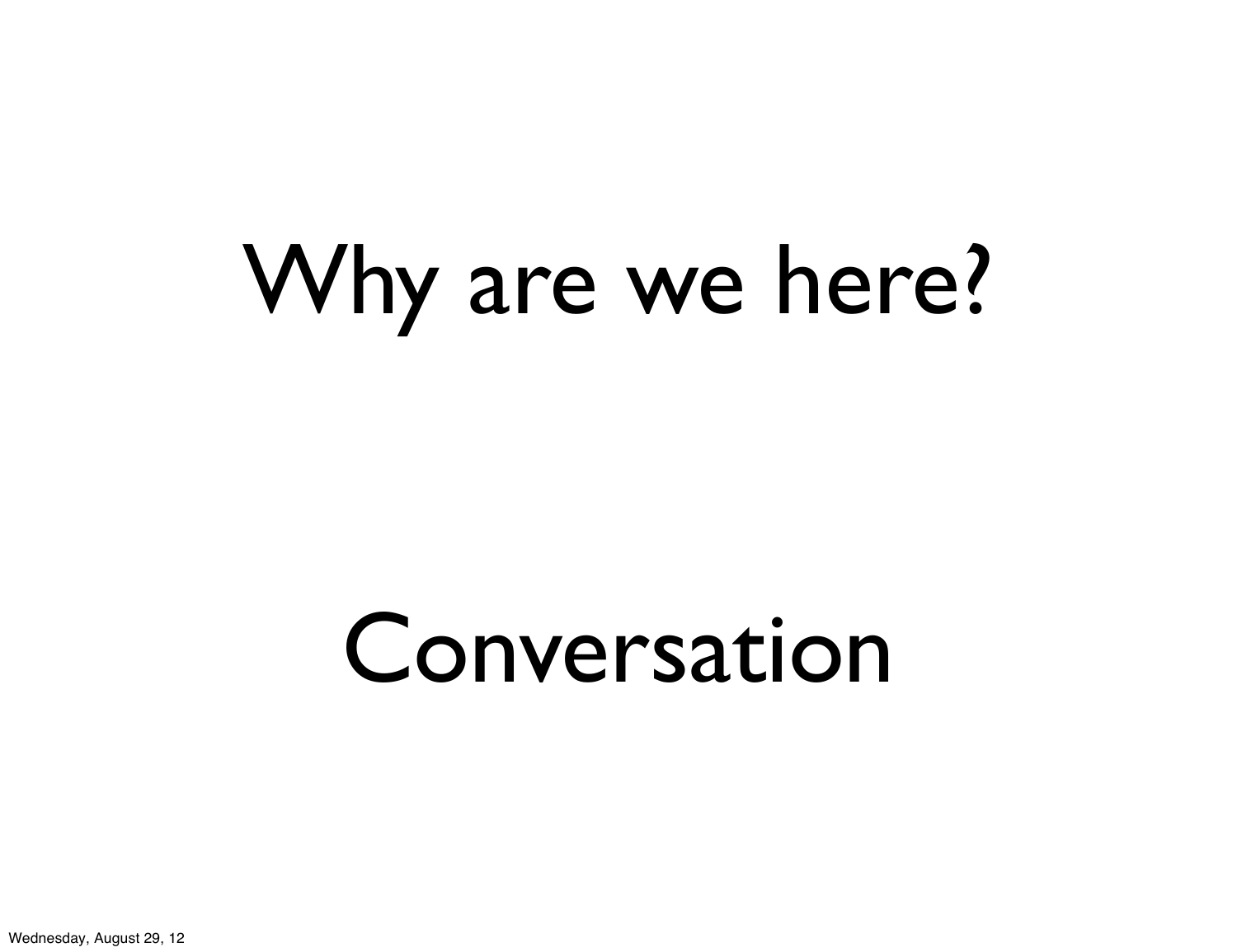# Why are we here?

# Conversation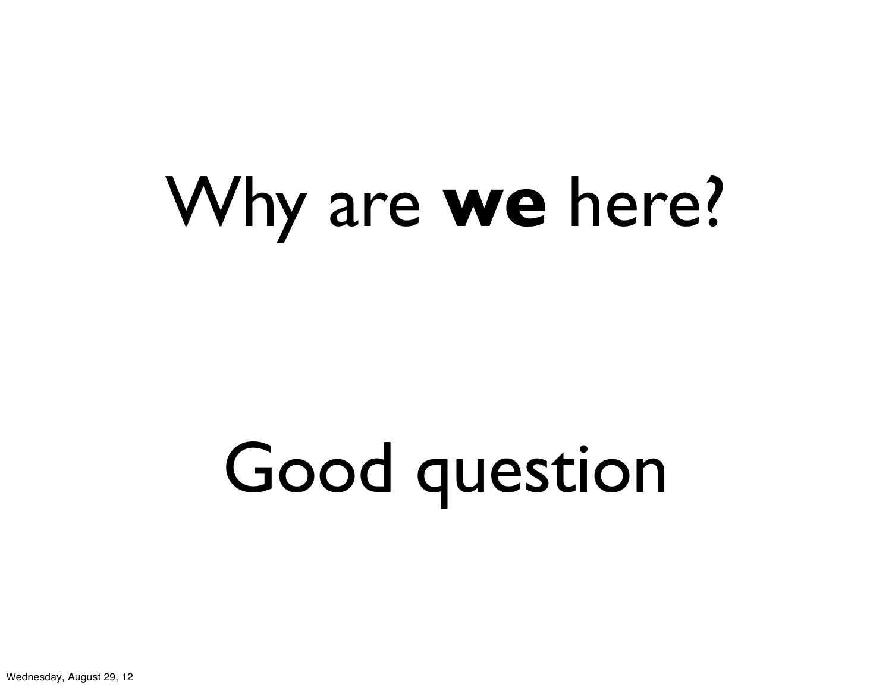# Why are **we** here?

# Good question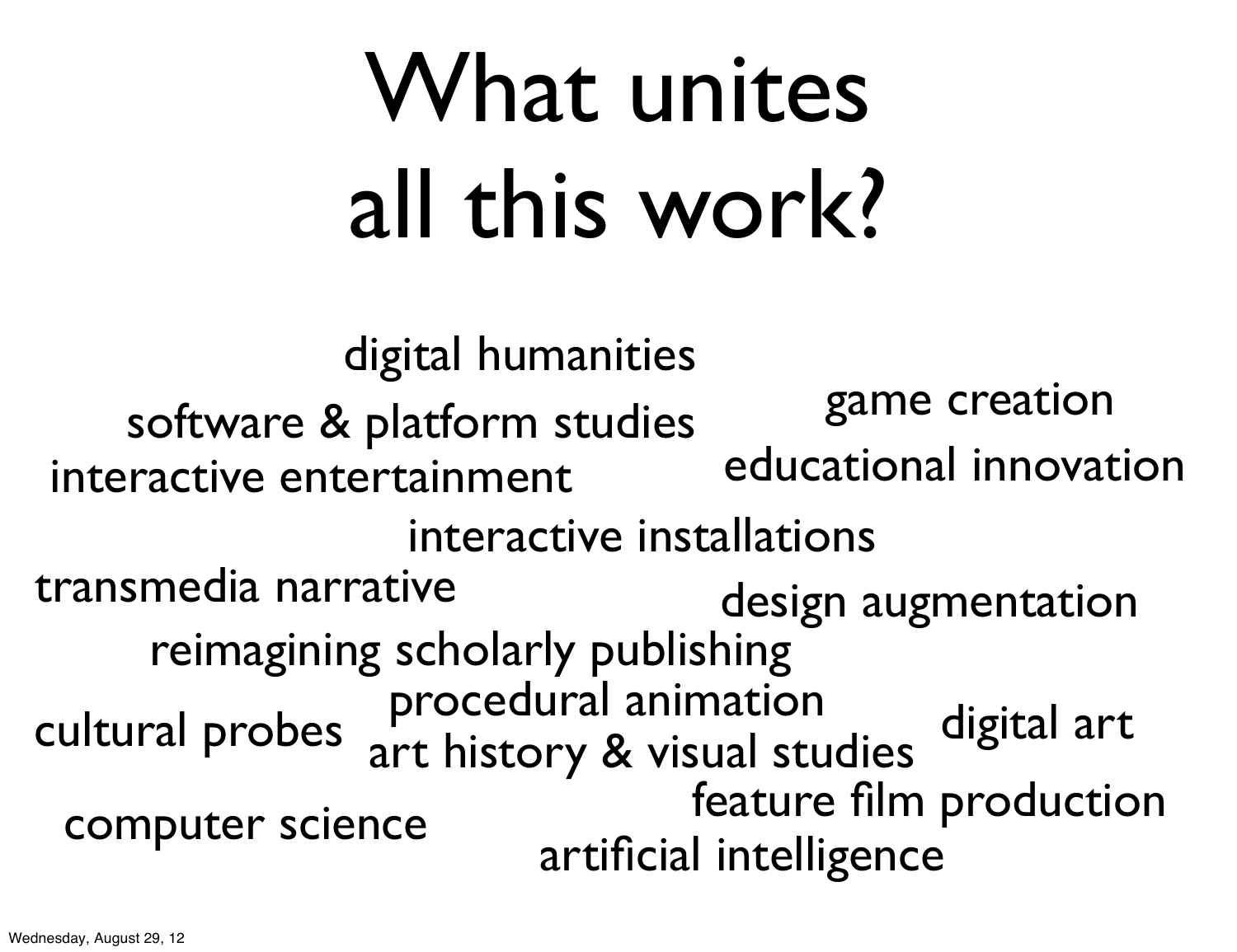# What unites all this work?

digital humanities

software & platform studies

game creation

interactive entertainment

educational innovation

interactive installations

transmedia narrative

design augmentation

reimagining scholarly publishing

procedural animation

cultural probes

art history & visual studies

digital art

feature film production

computer science

artificial intelligence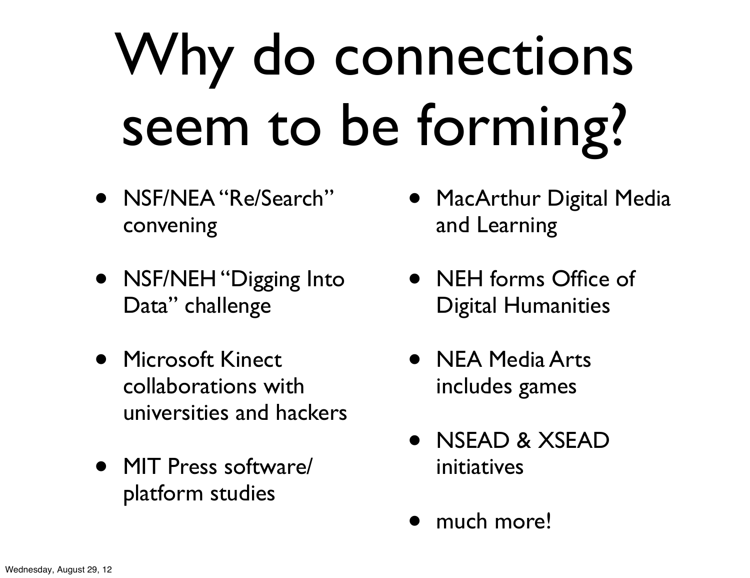# Why do connections seem to be forming?

- NSF/NEA "Re/Search" convening
- NSF/NEH "Digging Into Data" challenge
- Microsoft Kinect collaborations with universities and hackers
- MIT Press software/platform studies
- MacArthur Digital Media and Learning
- NEH forms Office of Digital Humanities
- NEA Media Arts includes games
- NSEAD & XSEAD initiatives
- much more!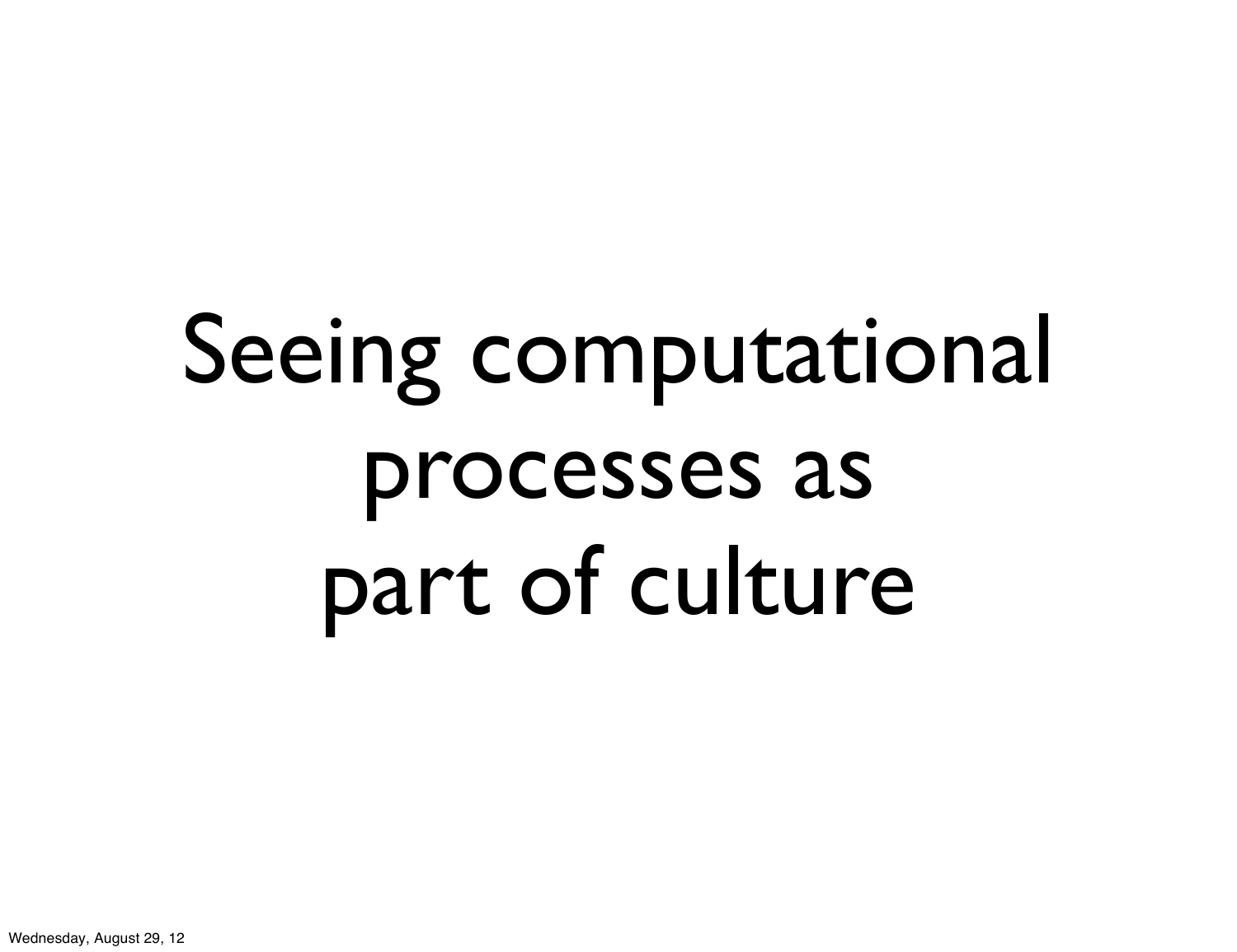# Seeing computational processes as part of culture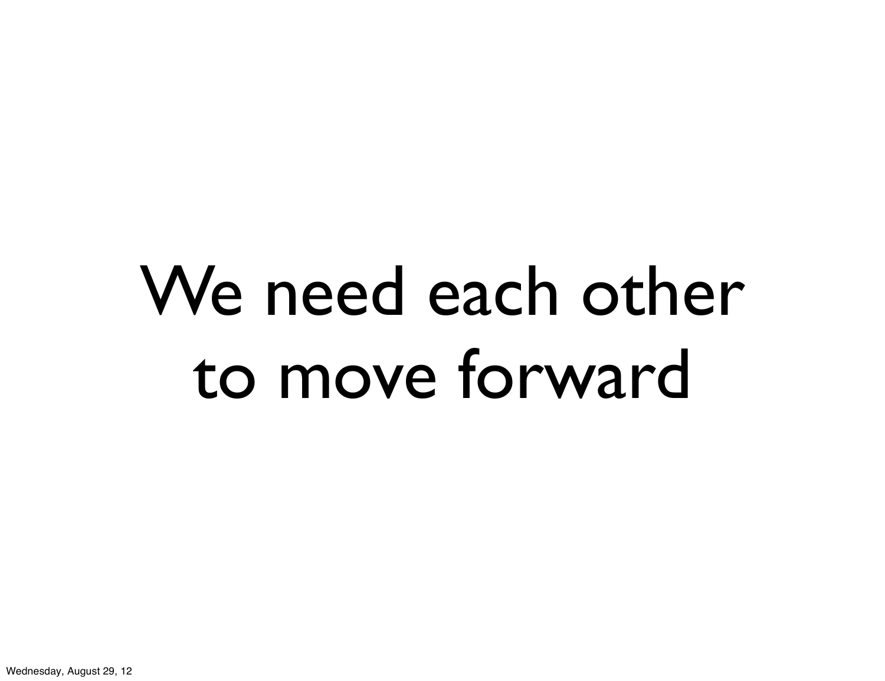We need each other to move forward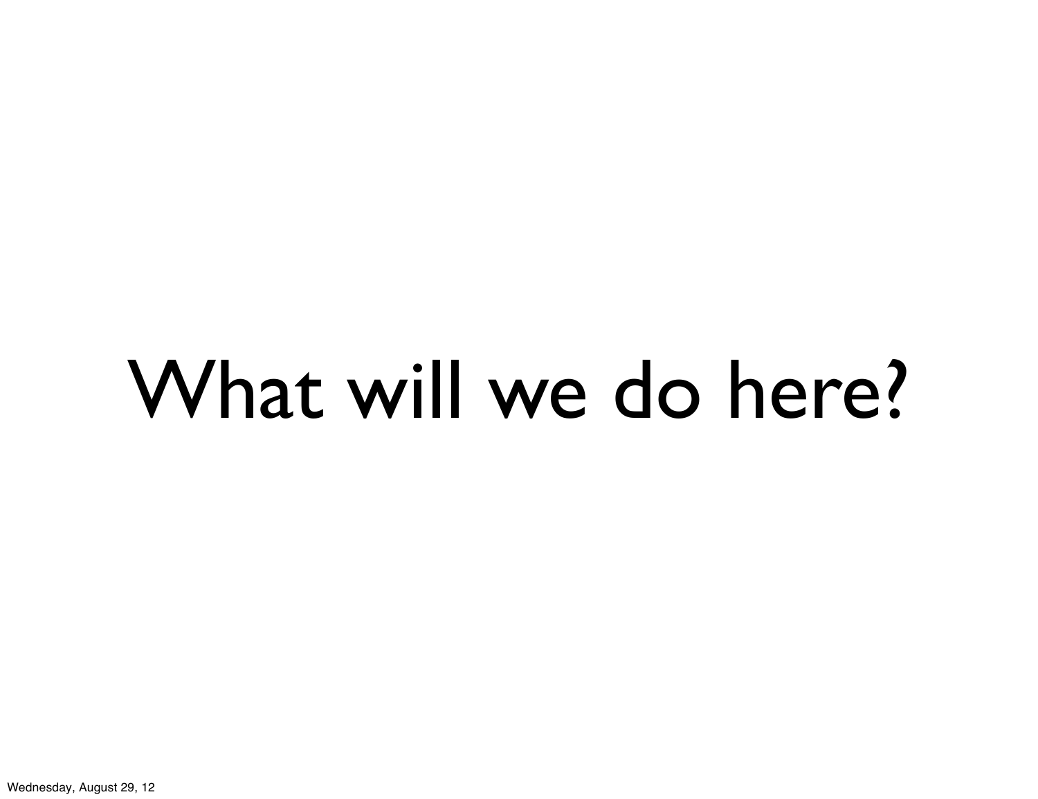# What will we do here?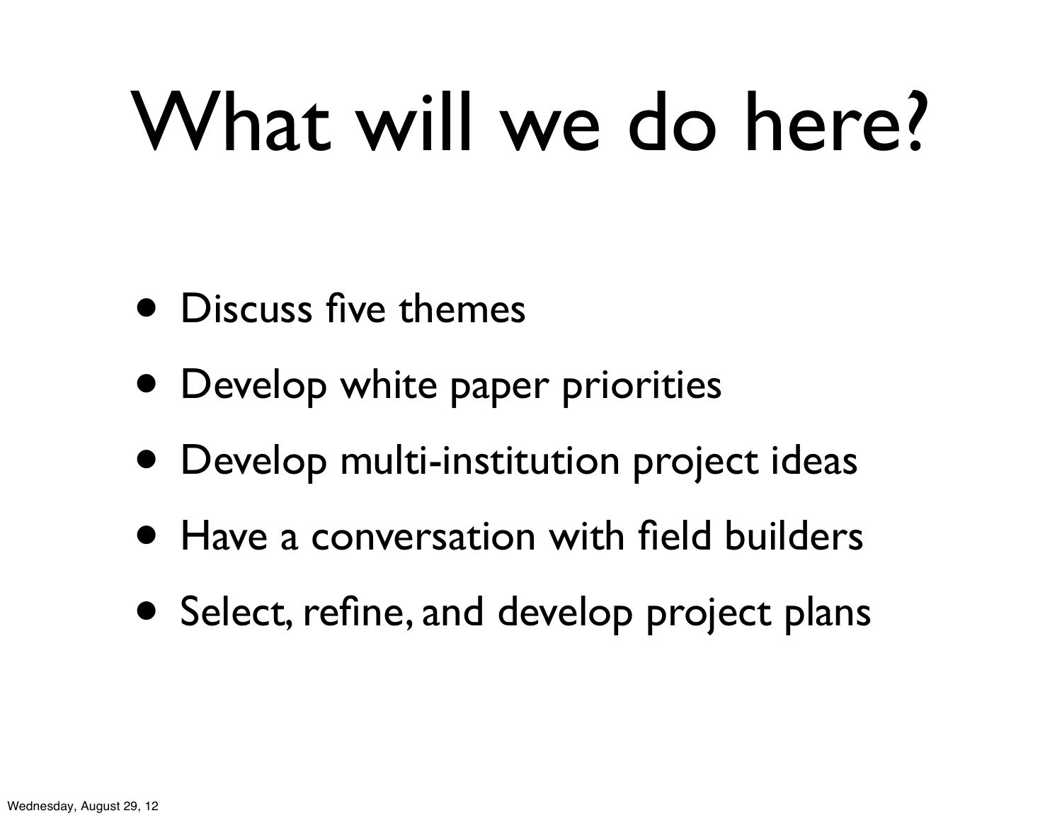# What will we do here?

- Discuss five themes
- Develop white paper priorities
- Develop multi-institution project ideas
- Have a conversation with field builders
- Select, refine, and develop project plans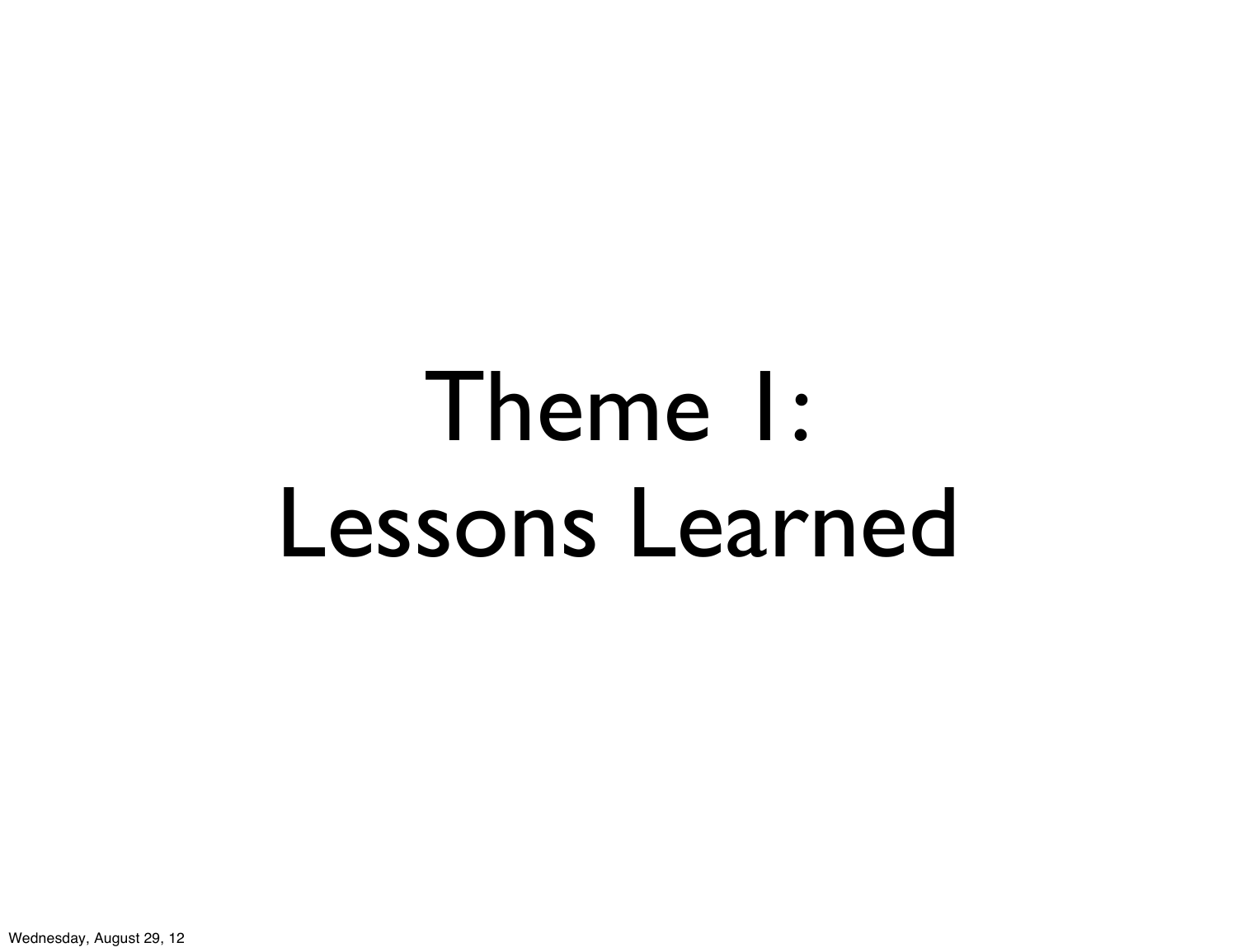# Theme 1: Lessons Learned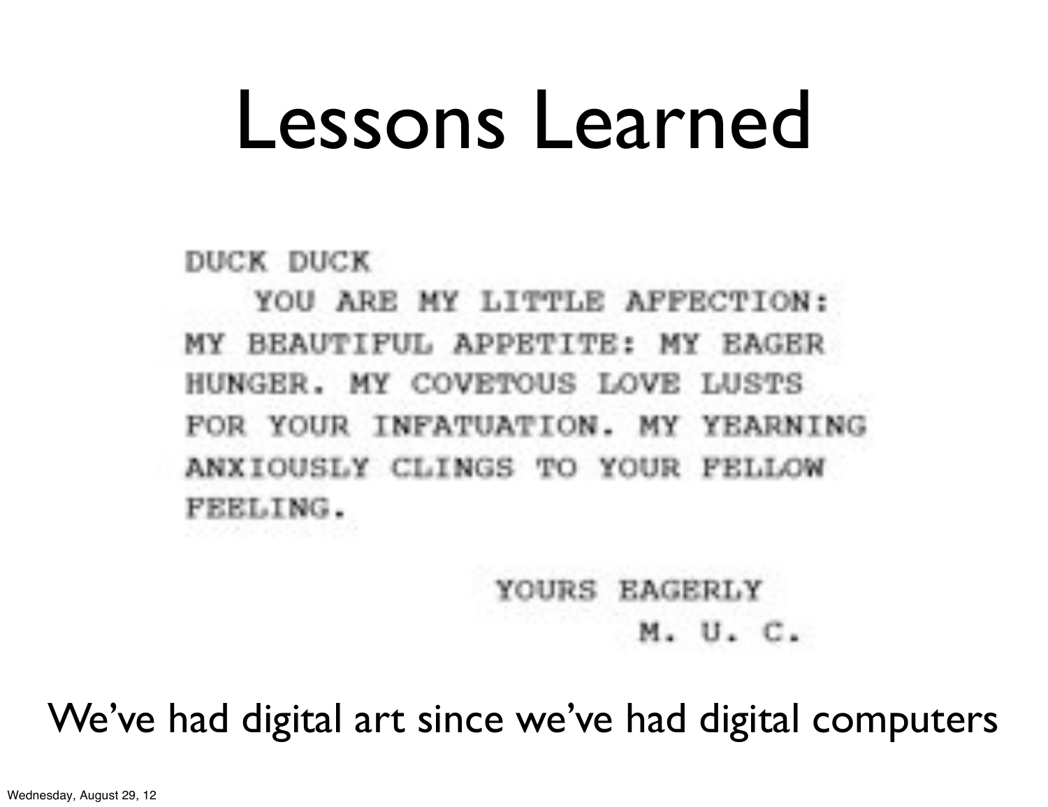# Lessons Learned

```
DUCK DUCK
    YOU ARE MY LITTLE AFFECTION:
MY BEAUTIFUL APPETITE: MY EAGER
HUNGER. MY COVETOUS LOVE LUSTS
FOR YOUR INFATUATION. MY YEARNING
ANXIOUSLY CLINGS TO YOUR FELLOW
FEELING.

                    YOURS EAGERLY
                         M. U. C.
```

We've had digital art since we've had digital computers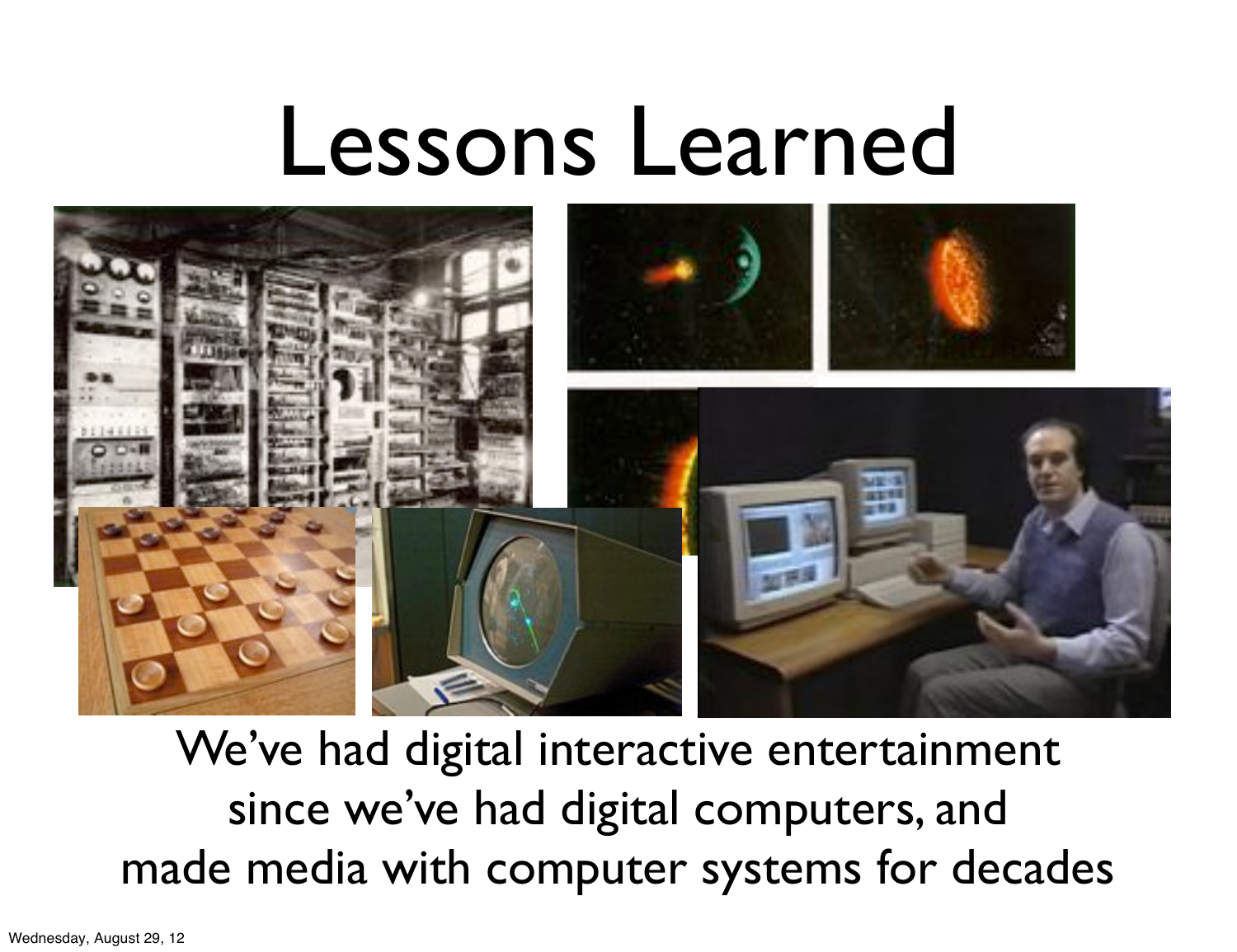# Lessons Learned

We've had digital interactive entertainment since we've had digital computers, and made media with computer systems for decades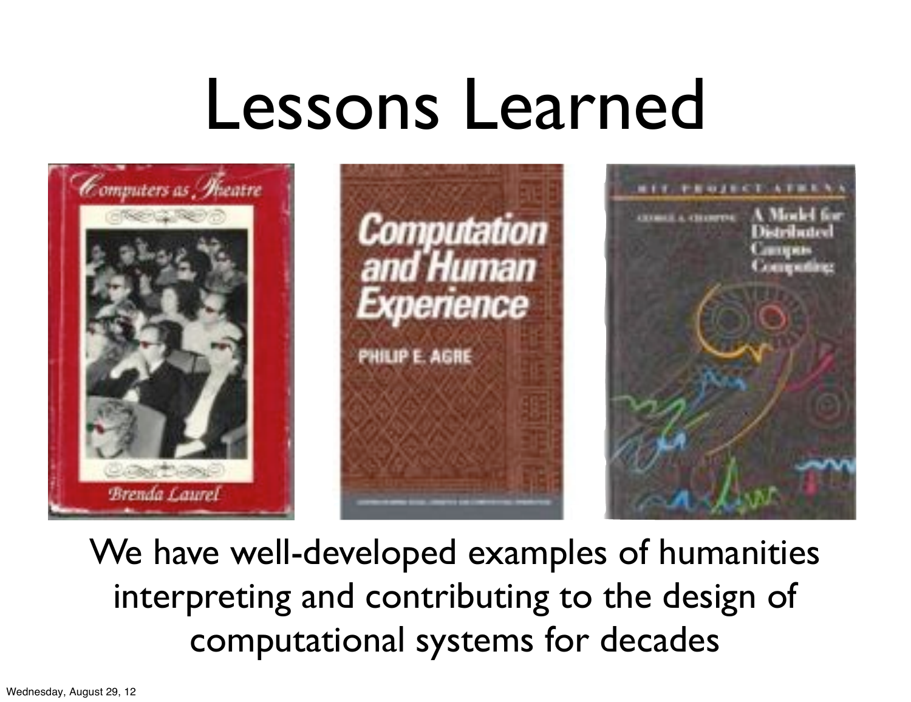# Lessons Learned

We have well-developed examples of humanities interpreting and contributing to the design of computational systems for decades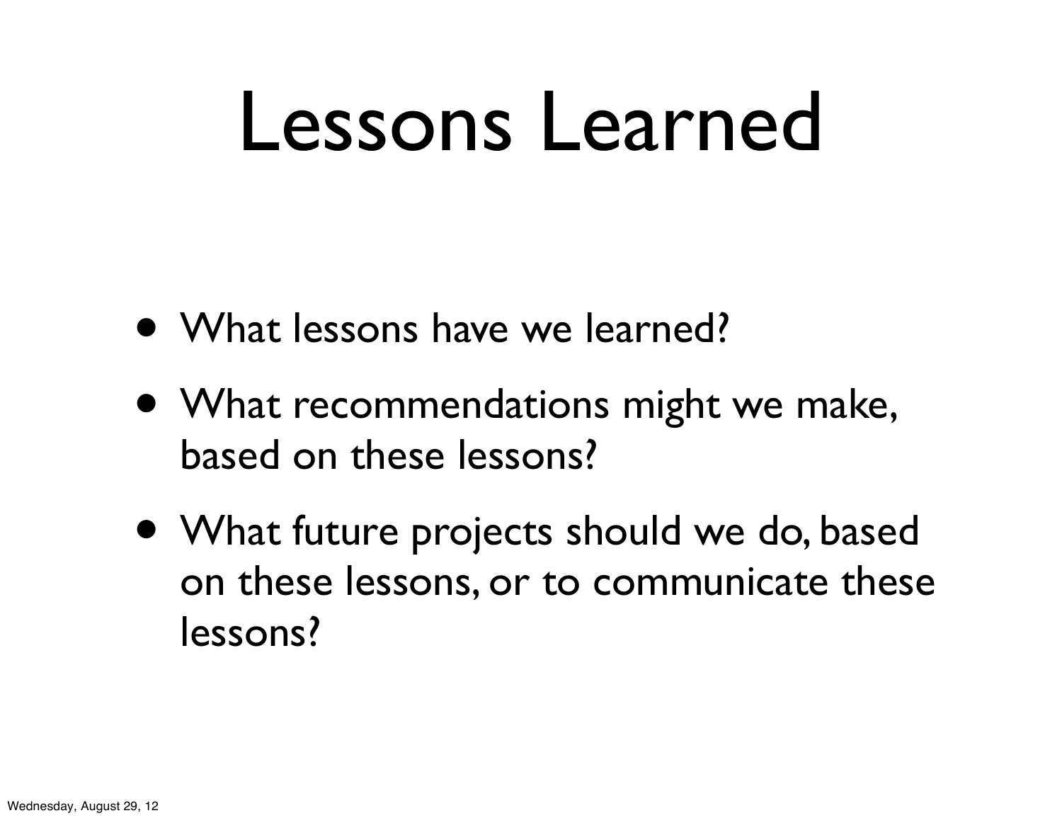# Lessons Learned

- What lessons have we learned?
- What recommendations might we make, based on these lessons?
- What future projects should we do, based on these lessons, or to communicate these lessons?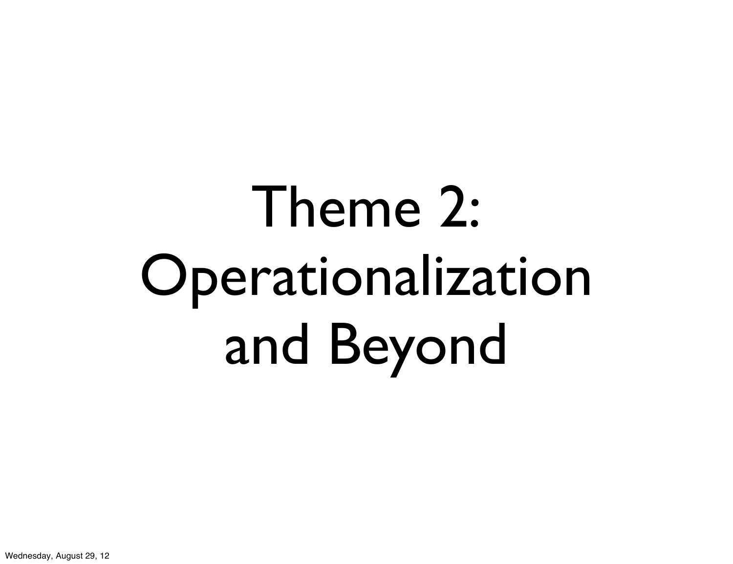# Theme 2: Operationalization and Beyond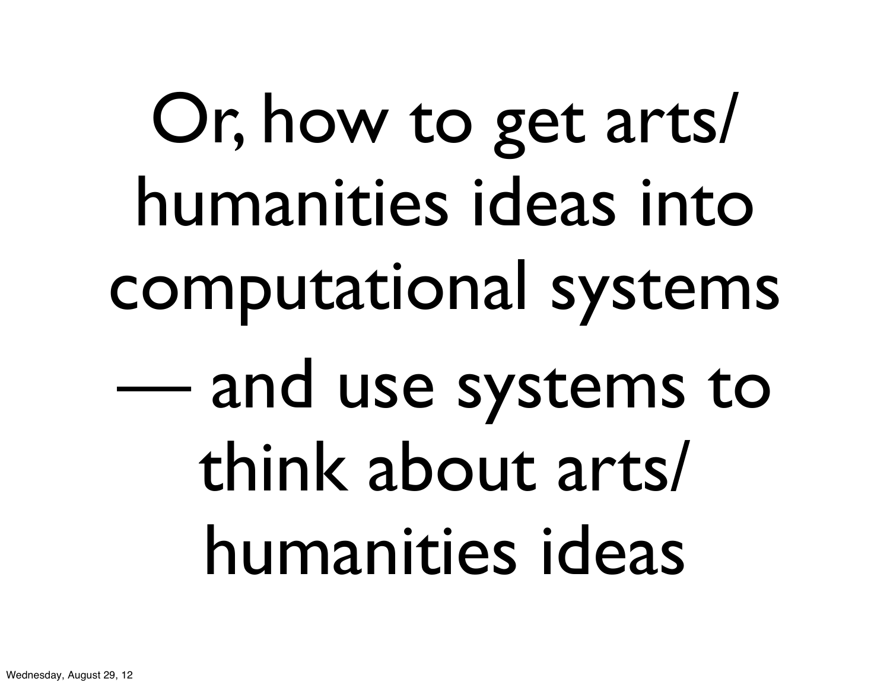Or, how to get arts/ humanities ideas into computational systems — and use systems to think about arts/ humanities ideas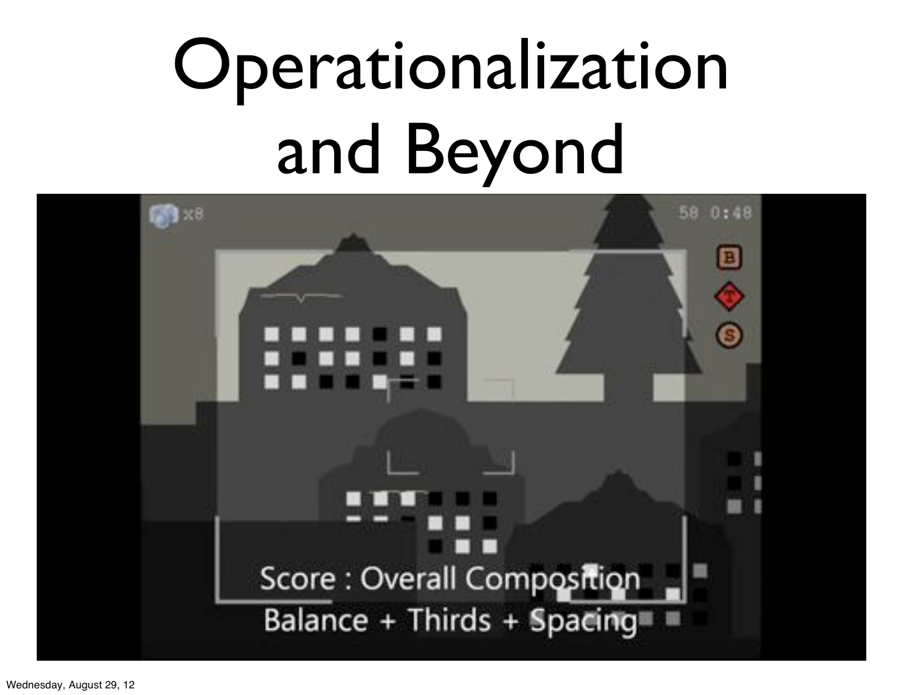# Operationalization and Beyond

Score : Overall Composition

Balance + Thirds + Spacing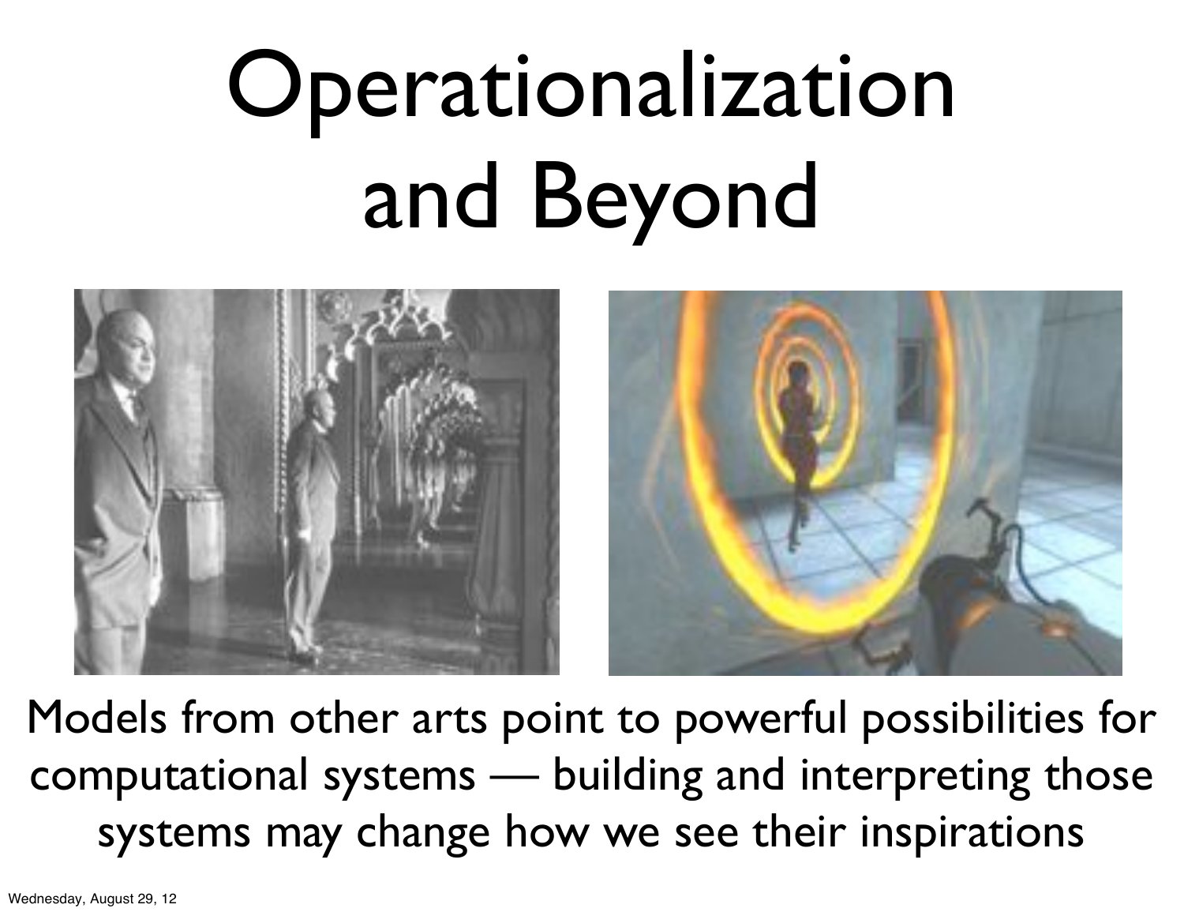# Operationalization and Beyond

Models from other arts point to powerful possibilities for computational systems — building and interpreting those systems may change how we see their inspirations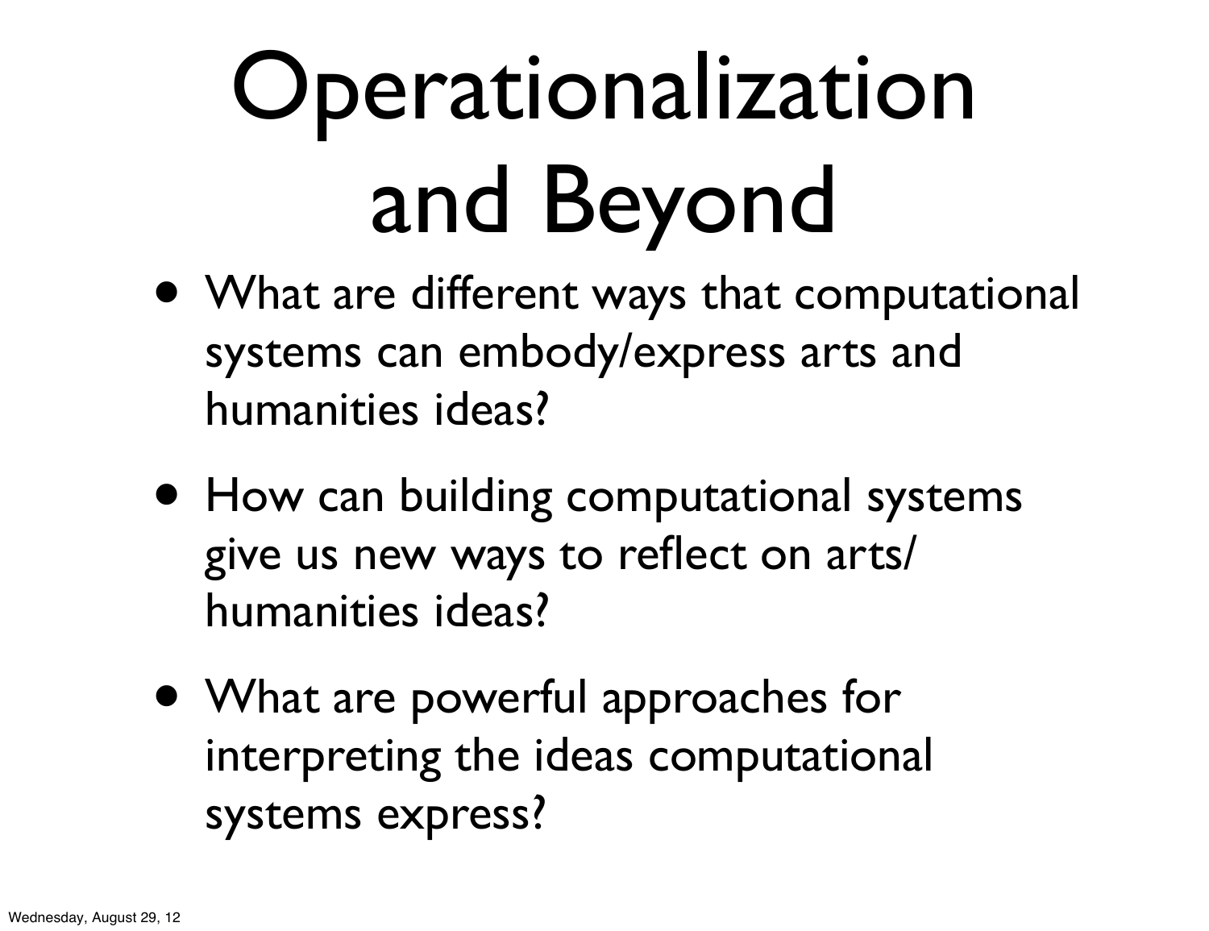# Operationalization and Beyond

- What are different ways that computational systems can embody/express arts and humanities ideas?
- How can building computational systems give us new ways to reflect on arts/humanities ideas?
- What are powerful approaches for interpreting the ideas computational systems express?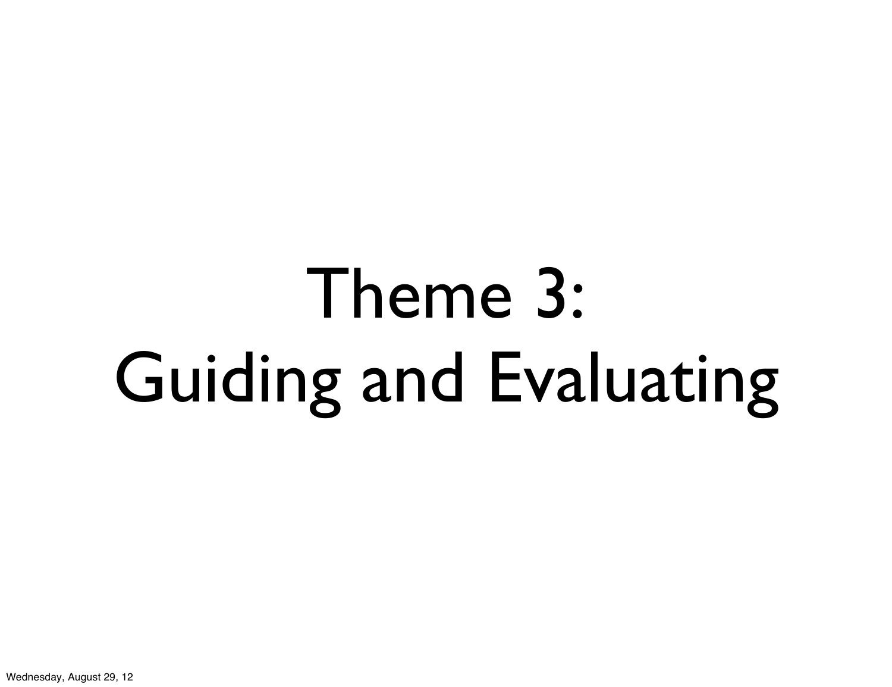# Theme 3: Guiding and Evaluating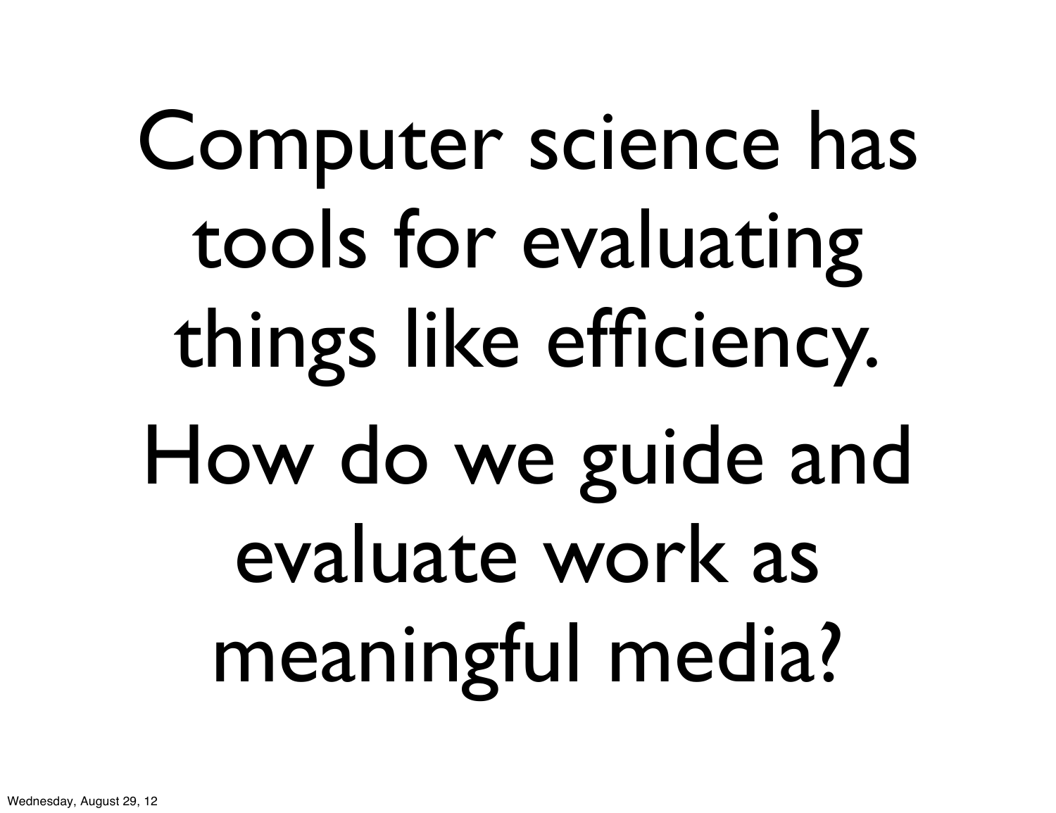Computer science has tools for evaluating things like efficiency.

How do we guide and evaluate work as meaningful media?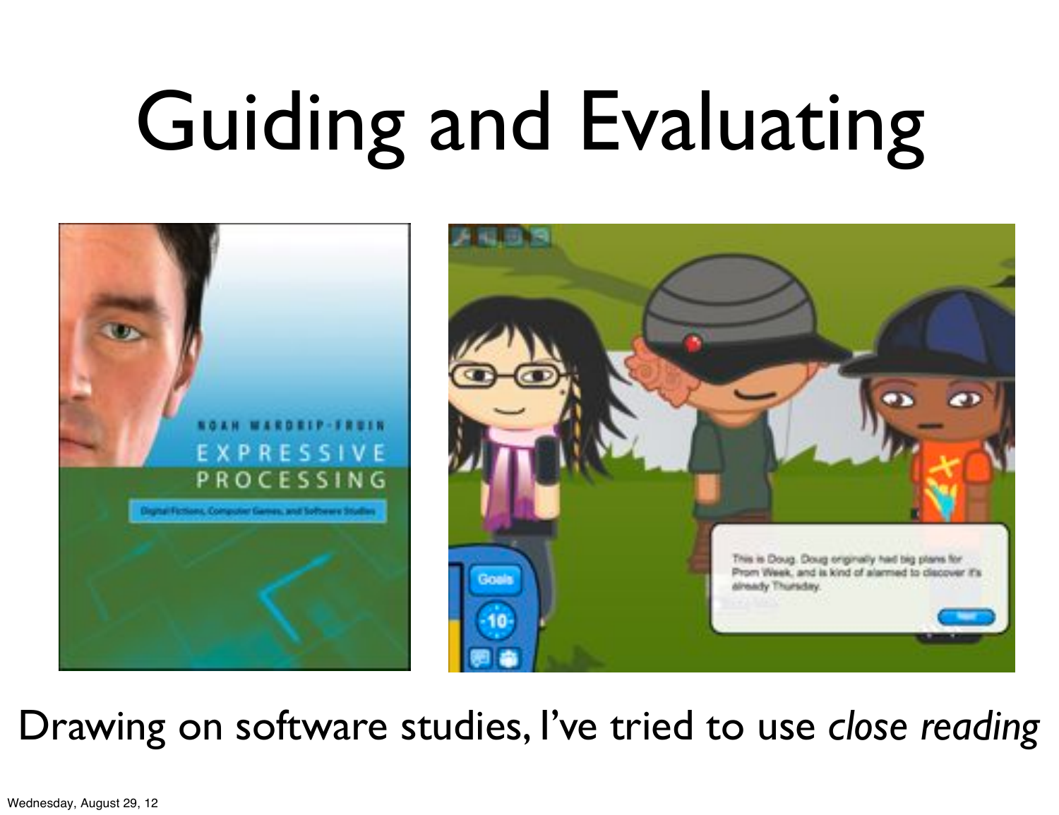# Guiding and Evaluating

Drawing on software studies, I've tried to use *close reading*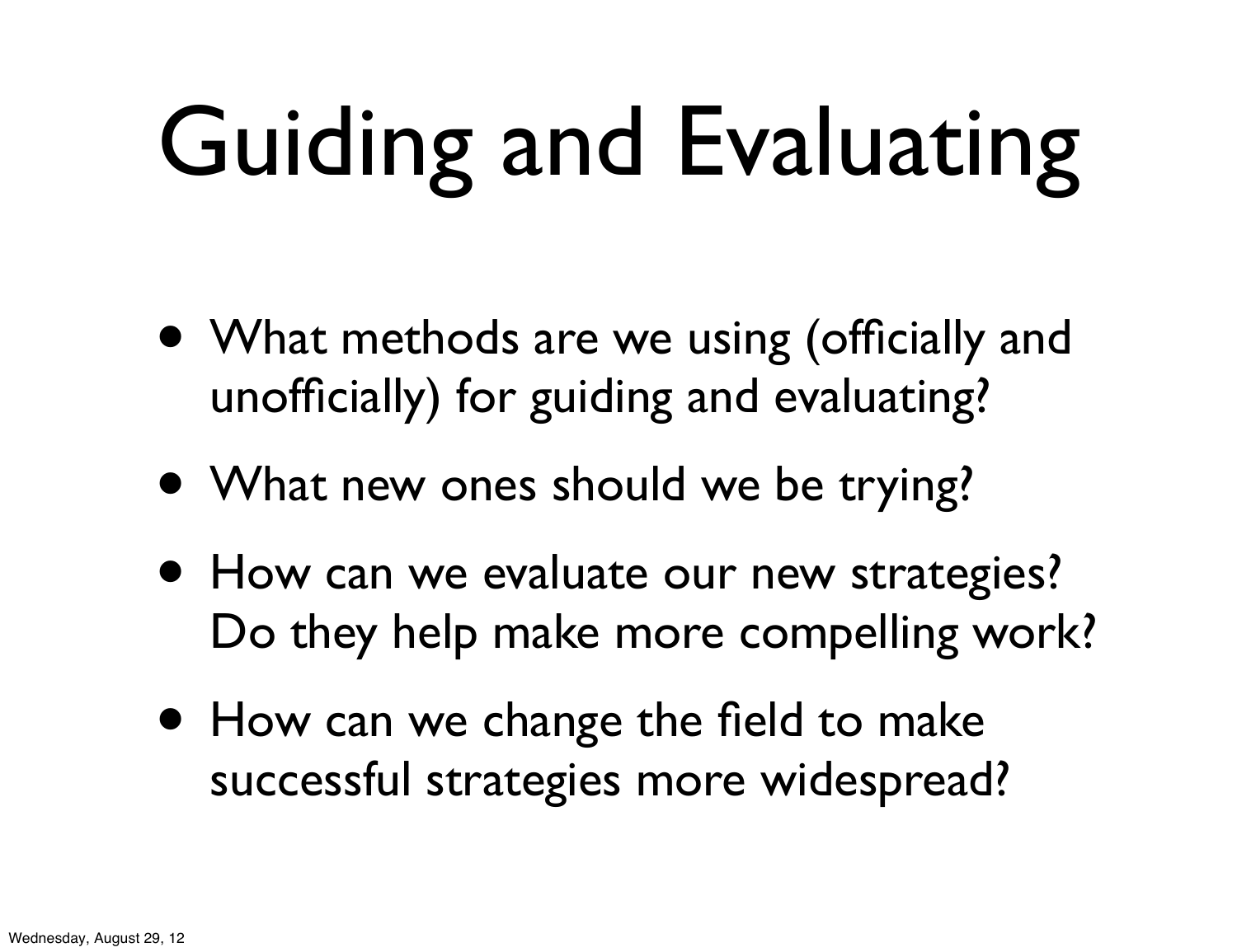# Guiding and Evaluating

- What methods are we using (officially and unofficially) for guiding and evaluating?
- What new ones should we be trying?
- How can we evaluate our new strategies? Do they help make more compelling work?
- How can we change the field to make successful strategies more widespread?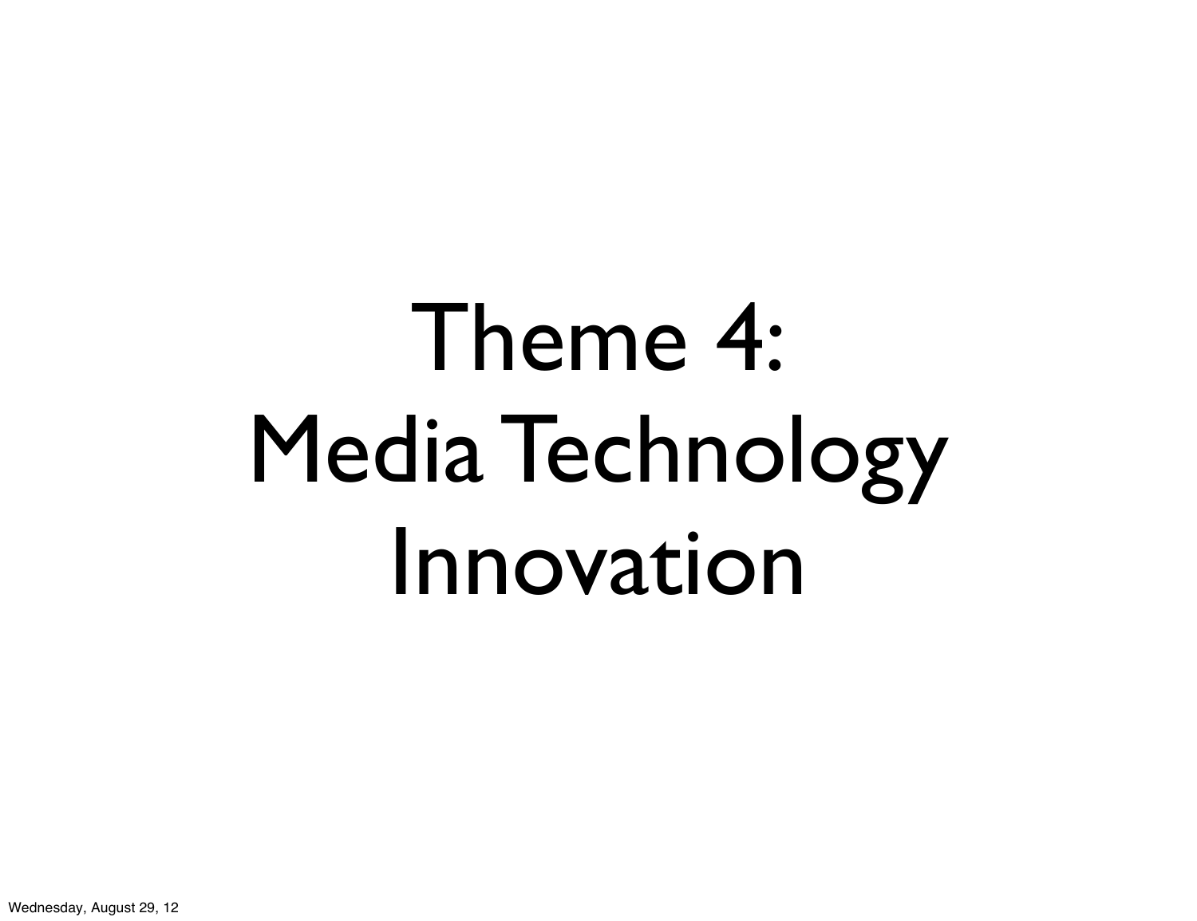# Theme 4:
# Media Technology
# Innovation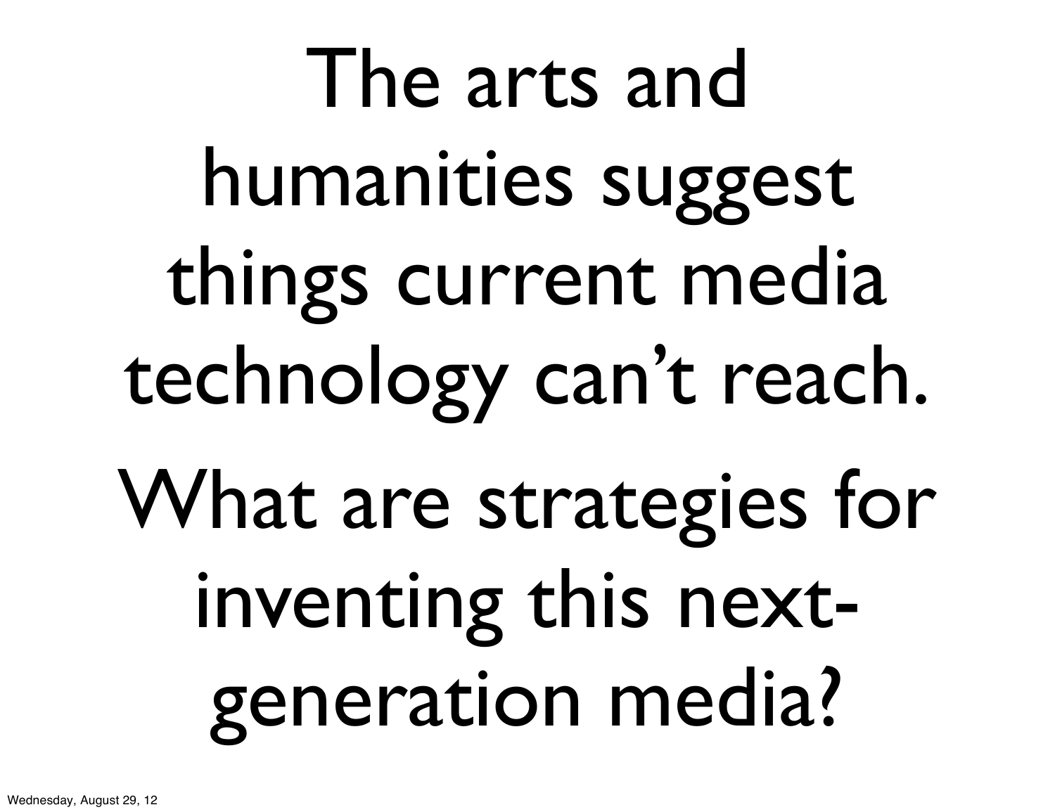The arts and humanities suggest things current media technology can’t reach.

What are strategies for inventing this next-generation media?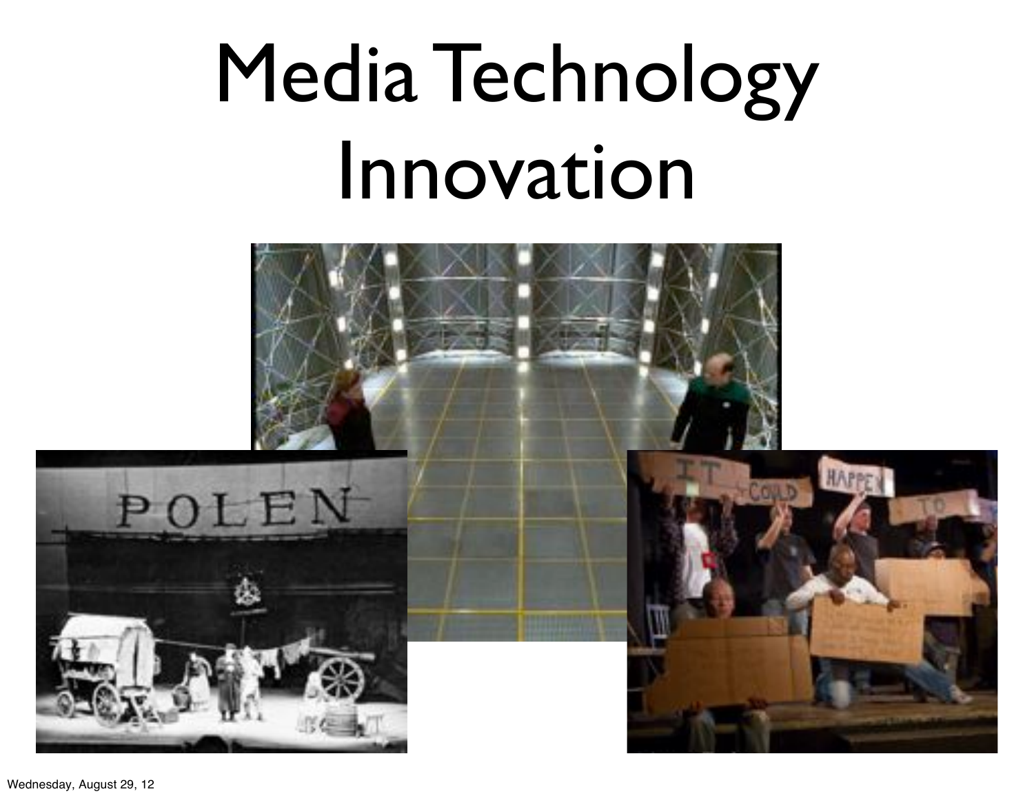# Media Technology Innovation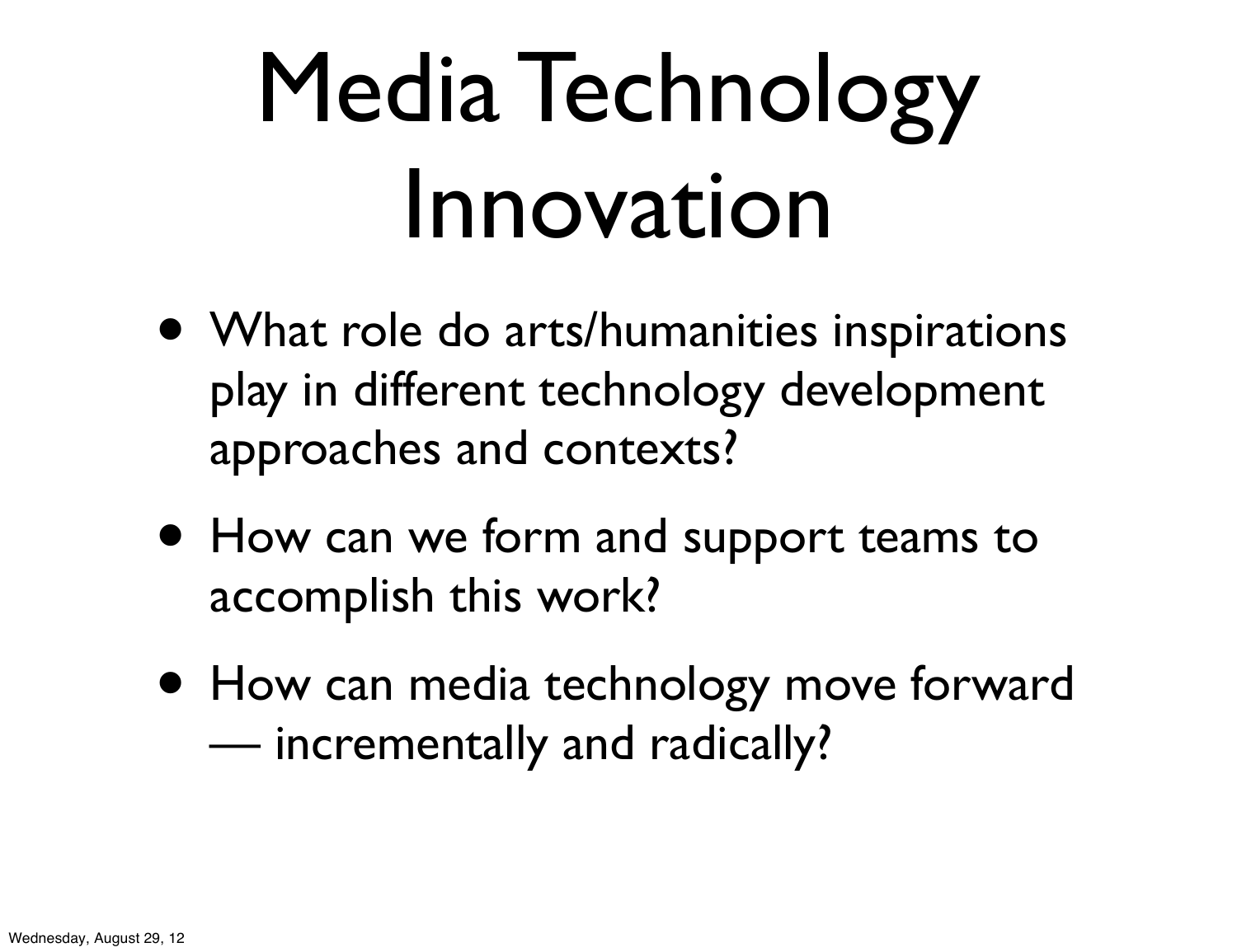# Media Technology Innovation

- What role do arts/humanities inspirations play in different technology development approaches and contexts?
- How can we form and support teams to accomplish this work?
- How can media technology move forward — incrementally and radically?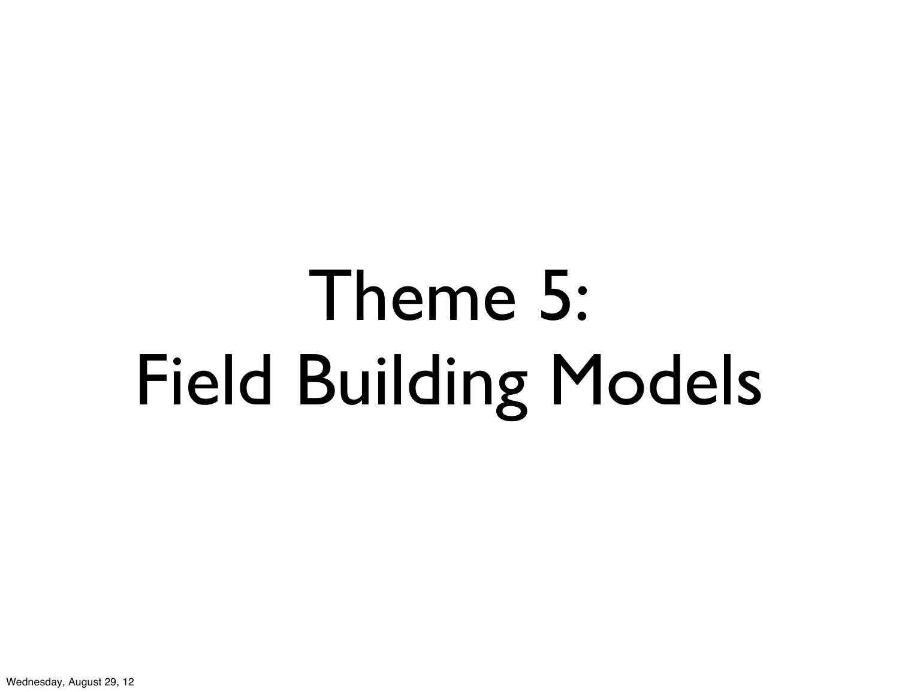# Theme 5: Field Building Models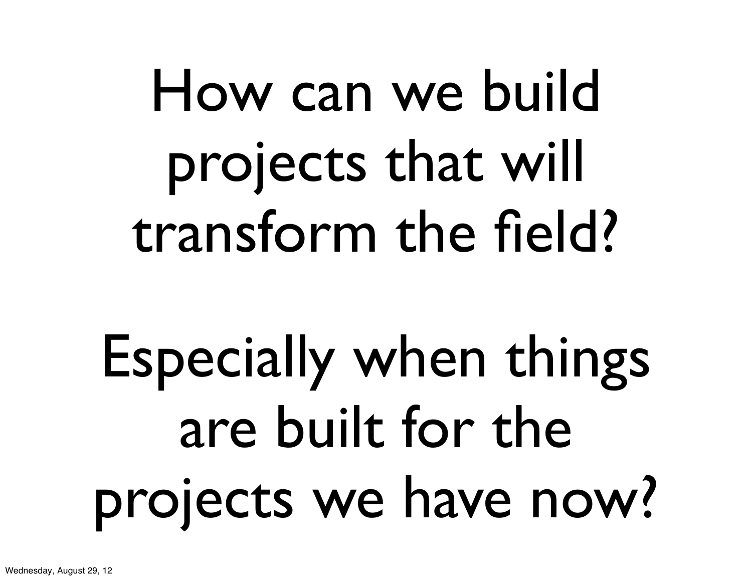How can we build projects that will transform the field?

Especially when things are built for the projects we have now?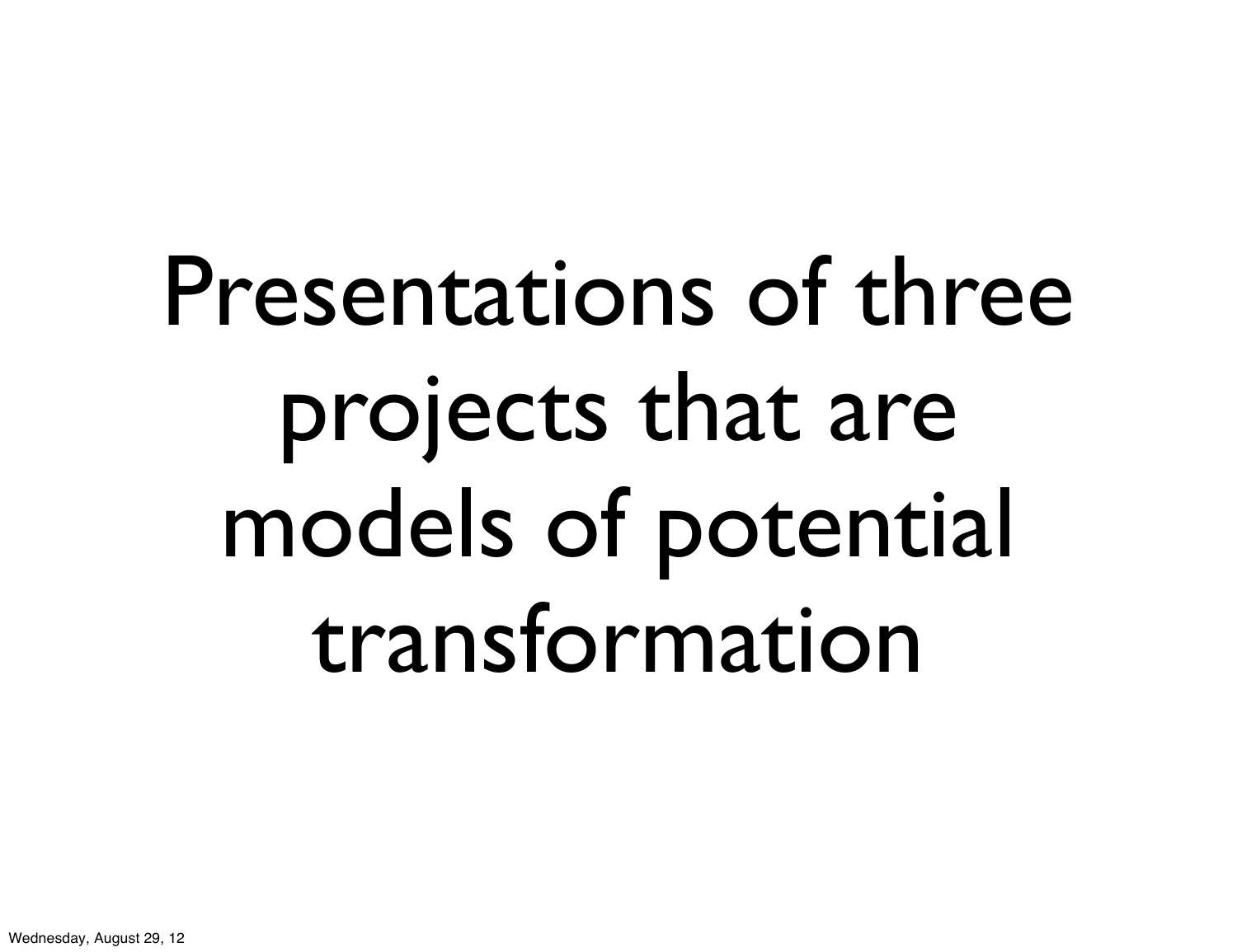# Presentations of three projects that are models of potential transformation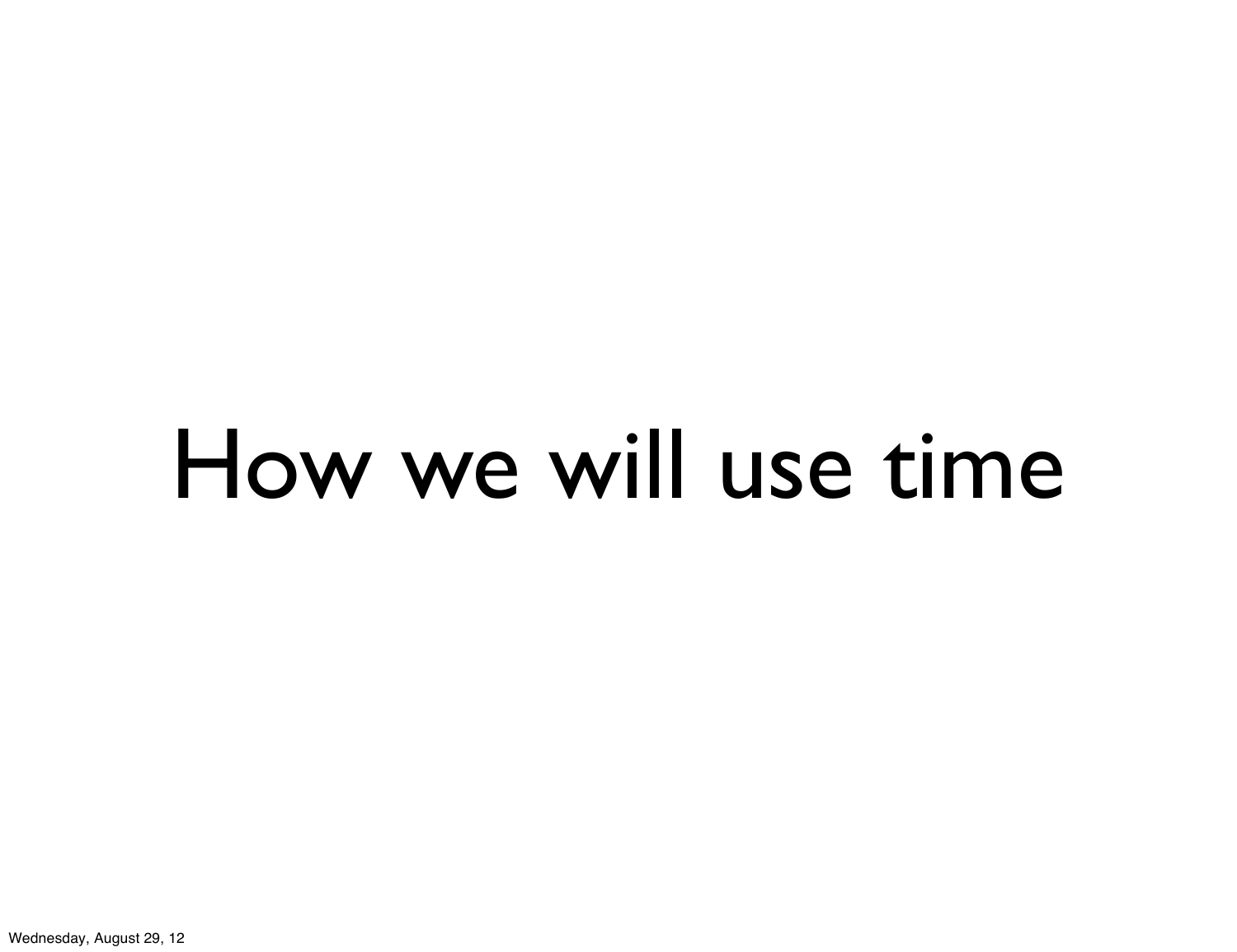# How we will use time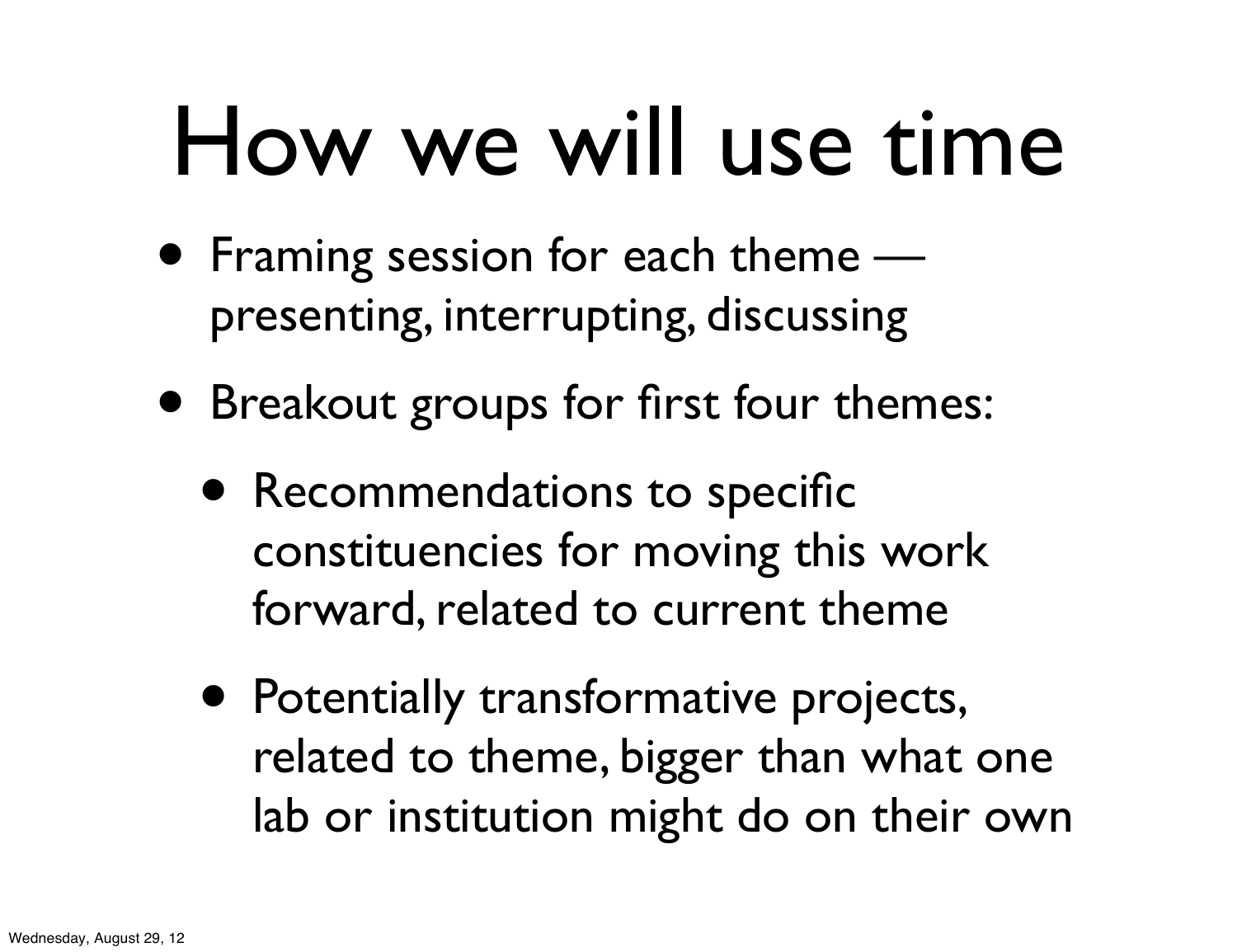# How we will use time

- Framing session for each theme — presenting, interrupting, discussing
- Breakout groups for first four themes:
  - Recommendations to specific constituencies for moving this work forward, related to current theme
  - Potentially transformative projects, related to theme, bigger than what one lab or institution might do on their own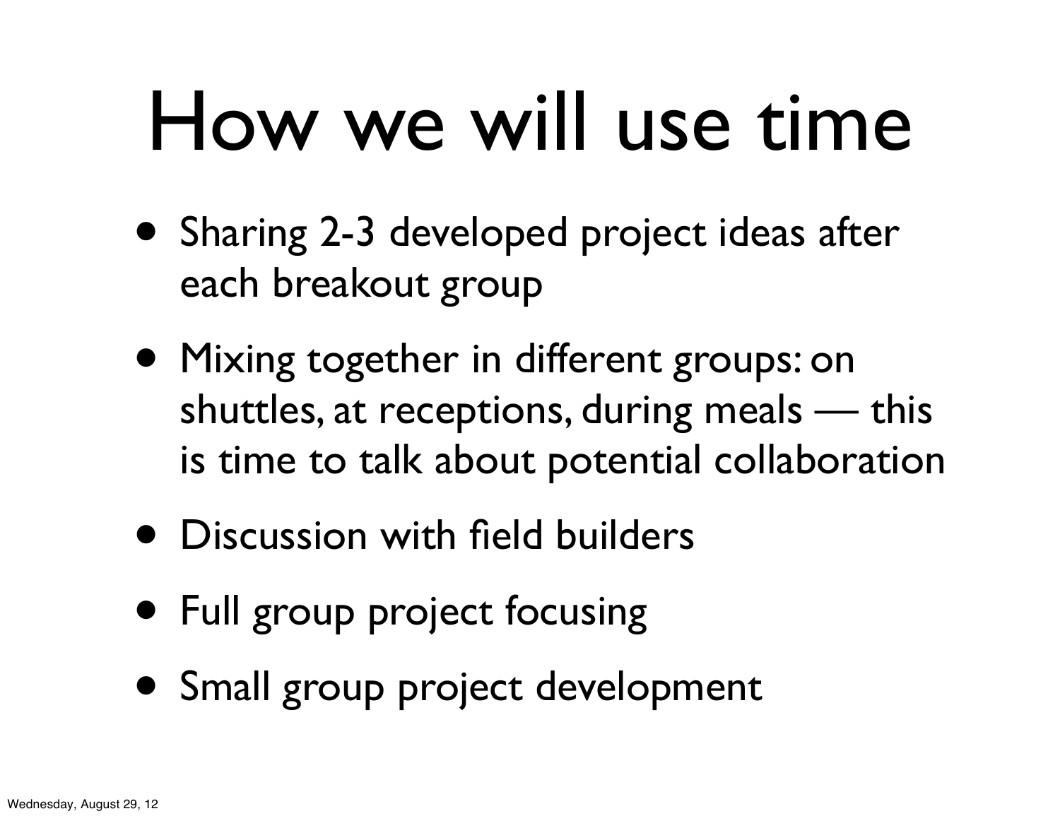# How we will use time

- Sharing 2-3 developed project ideas after each breakout group
- Mixing together in different groups: on shuttles, at receptions, during meals — this is time to talk about potential collaboration
- Discussion with field builders
- Full group project focusing
- Small group project development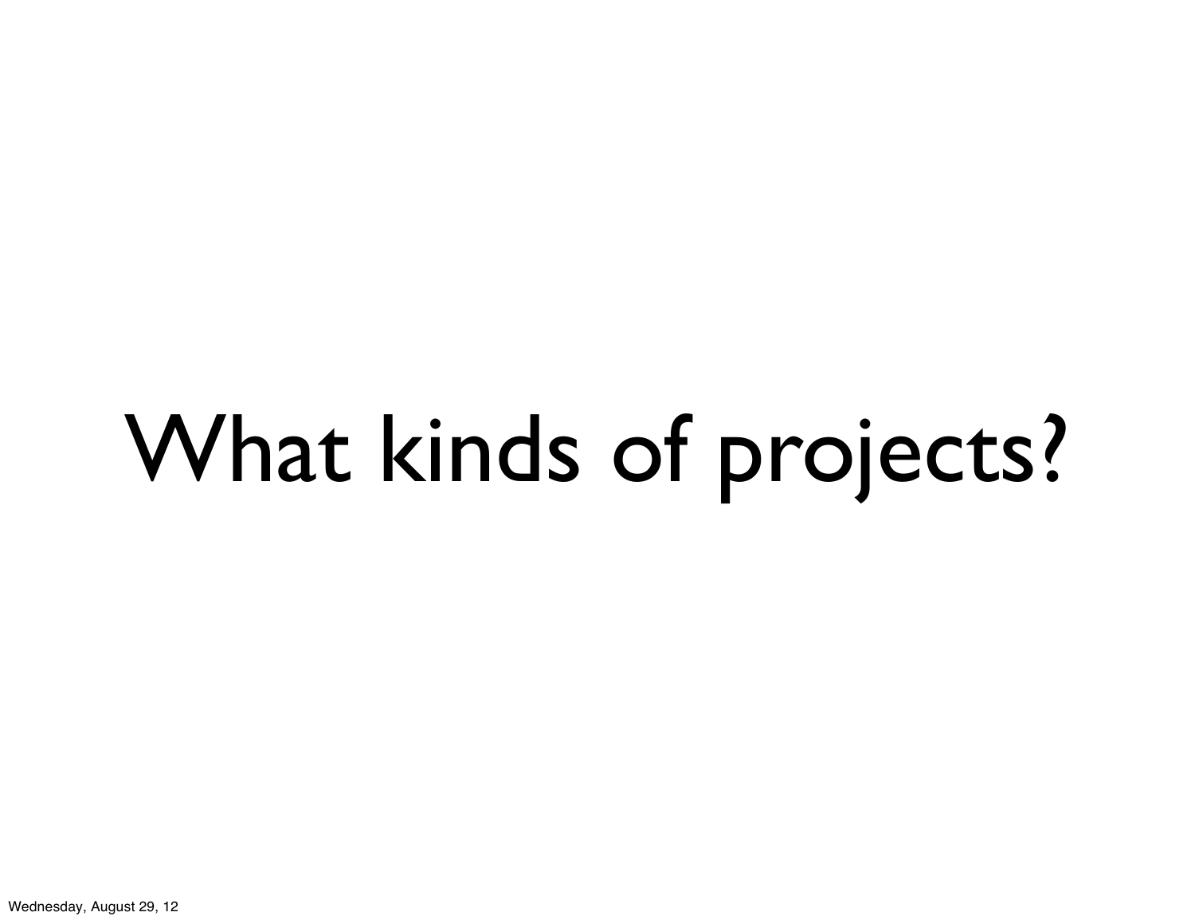# What kinds of projects?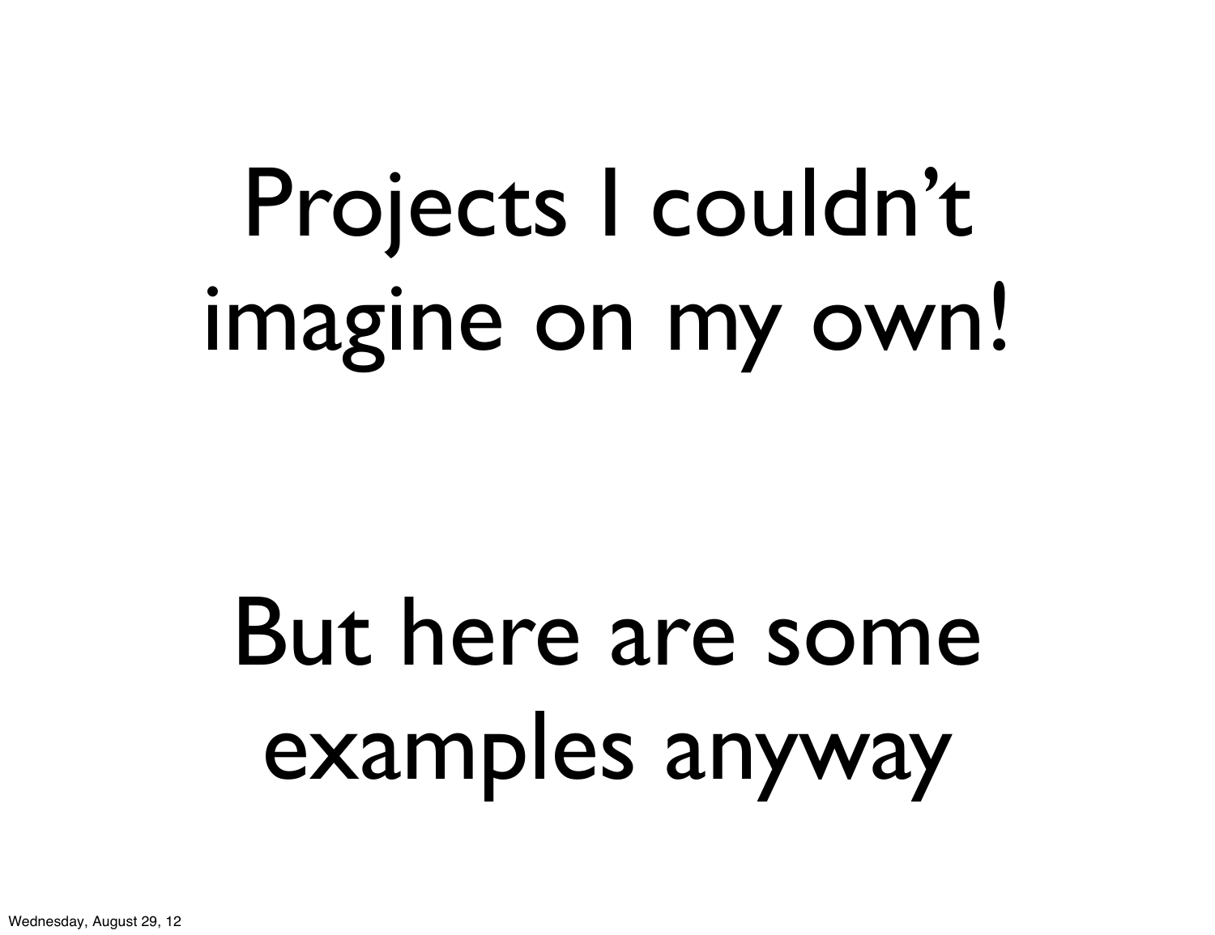# Projects I couldn't imagine on my own!

# But here are some examples anyway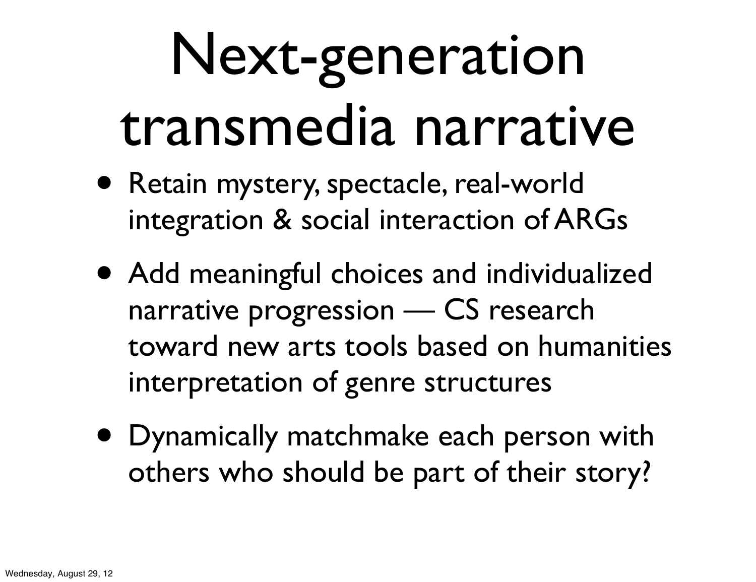# Next-generation transmedia narrative

- Retain mystery, spectacle, real-world integration & social interaction of ARGs
- Add meaningful choices and individualized narrative progression — CS research toward new arts tools based on humanities interpretation of genre structures
- Dynamically matchmake each person with others who should be part of their story?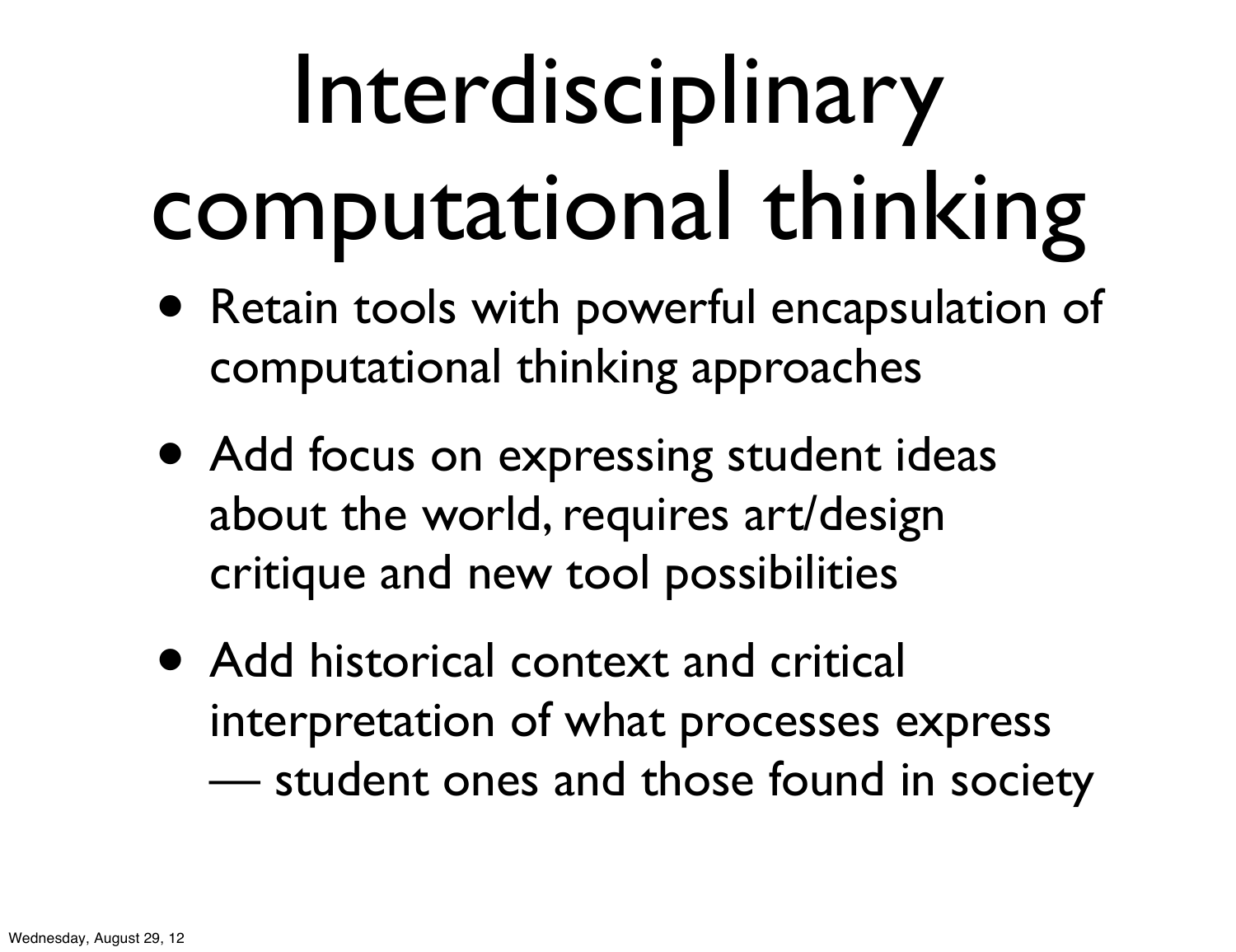# Interdisciplinary computational thinking

- Retain tools with powerful encapsulation of computational thinking approaches
- Add focus on expressing student ideas about the world, requires art/design critique and new tool possibilities
- Add historical context and critical interpretation of what processes express — student ones and those found in society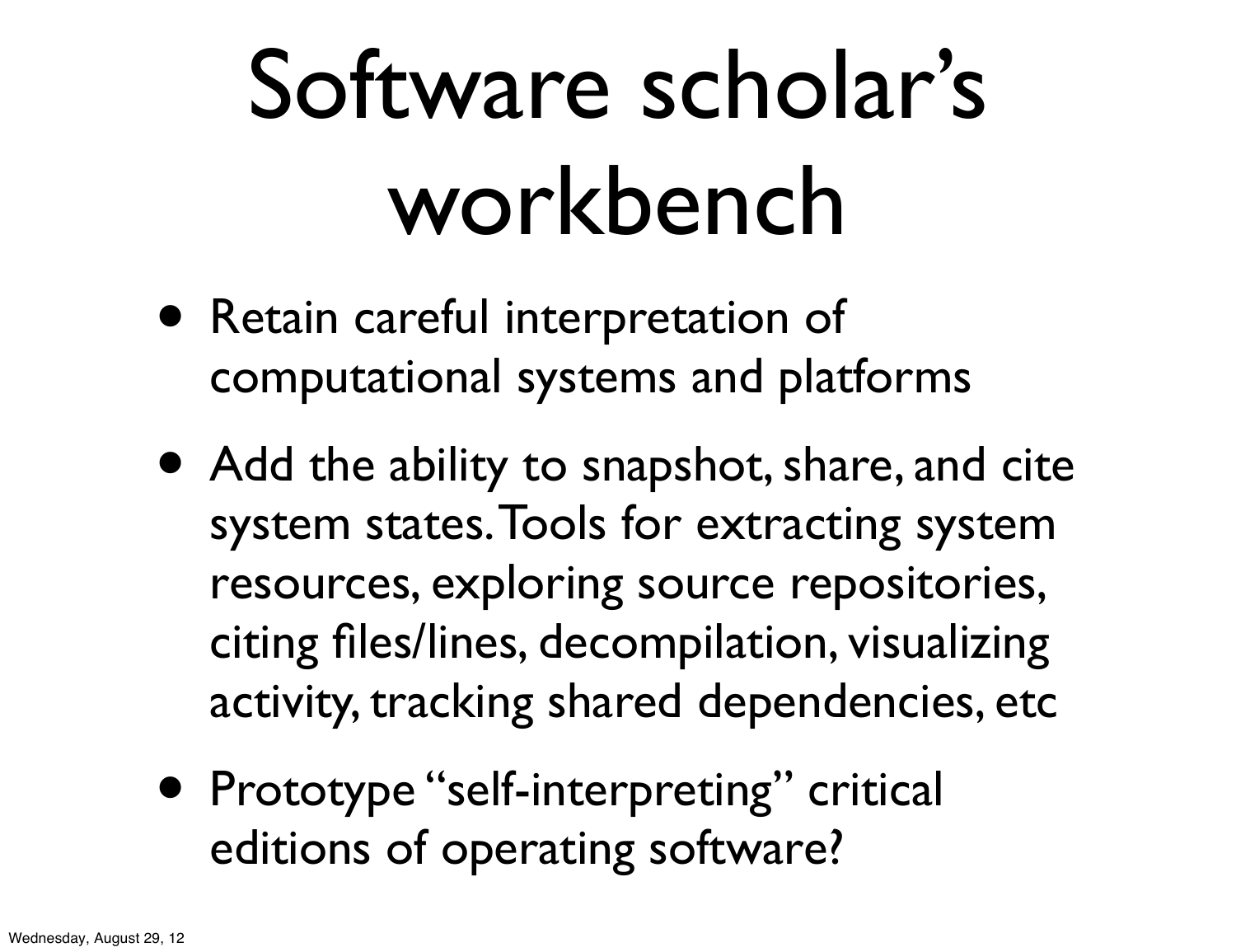# Software scholar's workbench

- Retain careful interpretation of computational systems and platforms
- Add the ability to snapshot, share, and cite system states. Tools for extracting system resources, exploring source repositories, citing files/lines, decompilation, visualizing activity, tracking shared dependencies, etc
- Prototype "self-interpreting" critical editions of operating software?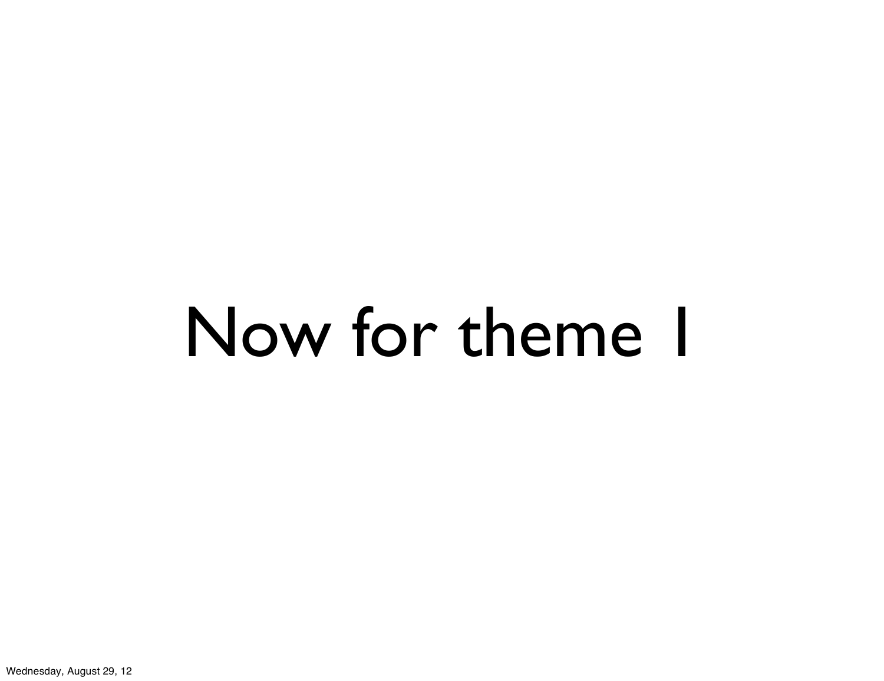# Now for theme 1